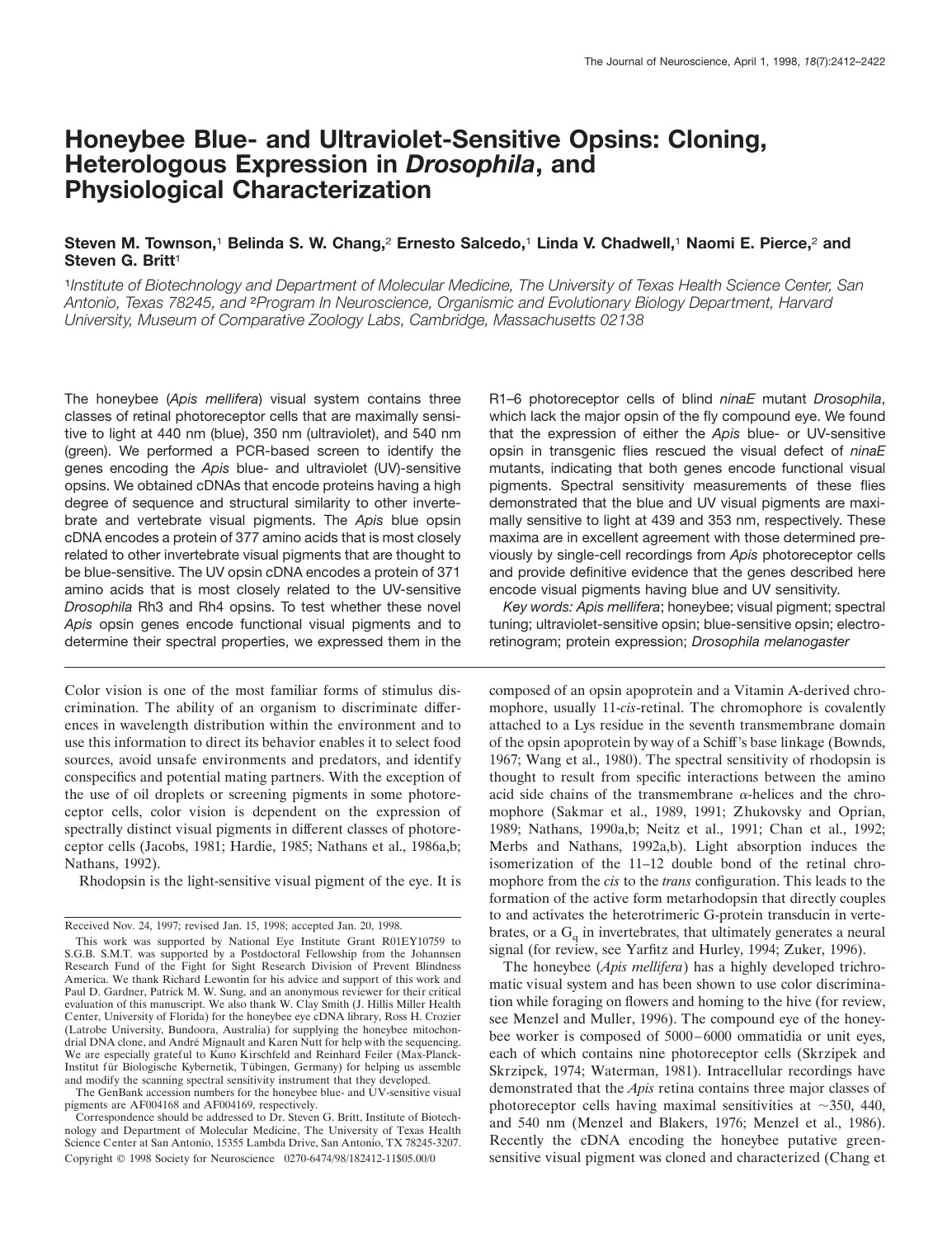# Honeybee Blue- and Ultraviolet-Sensitive Opsins: Cloning, Heterologous Expression in *Drosophila*, and Physiological Characterization

**Steven M. Townson,[1] Belinda S. W. Chang,[2] Ernesto Salcedo,[1] Linda V. Chadwell,[1] Naomi E. Pierce,[2] and Steven G. Britt[1]**

[1]*Institute of Biotechnology and Department of Molecular Medicine, The University of Texas Health Science Center, San Antonio, Texas 78245, and* [2]*Program In Neuroscience, Organismic and Evolutionary Biology Department, Harvard University, Museum of Comparative Zoology Labs, Cambridge, Massachusetts 02138*

The honeybee (*Apis mellifera*) visual system contains three classes of retinal photoreceptor cells that are maximally sensitive to light at 440 nm (blue), 350 nm (ultraviolet), and 540 nm (green). We performed a PCR-based screen to identify the genes encoding the *Apis* blue- and ultraviolet (UV)-sensitive opsins. We obtained cDNAs that encode proteins having a high degree of sequence and structural similarity to other invertebrate and vertebrate visual pigments. The *Apis* blue opsin cDNA encodes a protein of 377 amino acids that is most closely related to other invertebrate visual pigments that are thought to be blue-sensitive. The UV opsin cDNA encodes a protein of 371 amino acids that is most closely related to the UV-sensitive *Drosophila* Rh3 and Rh4 opsins. To test whether these novel *Apis* opsin genes encode functional visual pigments and to determine their spectral properties, we expressed them in the R1–6 photoreceptor cells of blind *ninaE* mutant *Drosophila*, which lack the major opsin of the fly compound eye. We found that the expression of either the *Apis* blue- or UV-sensitive opsin in transgenic flies rescued the visual defect of *ninaE* mutants, indicating that both genes encode functional visual pigments. Spectral sensitivity measurements of these flies demonstrated that the blue and UV visual pigments are maximally sensitive to light at 439 and 353 nm, respectively. These maxima are in excellent agreement with those determined previously by single-cell recordings from *Apis* photoreceptor cells and provide definitive evidence that the genes described here encode visual pigments having blue and UV sensitivity.

*Key words: Apis mellifera*; honeybee; visual pigment; spectral tuning; ultraviolet-sensitive opsin; blue-sensitive opsin; electroretinogram; protein expression; *Drosophila melanogaster*

Color vision is one of the most familiar forms of stimulus discrimination. The ability of an organism to discriminate differences in wavelength distribution within the environment and to use this information to direct its behavior enables it to select food sources, avoid unsafe environments and predators, and identify conspecifics and potential mating partners. With the exception of the use of oil droplets or screening pigments in some photoreceptor cells, color vision is dependent on the expression of spectrally distinct visual pigments in different classes of photoreceptor cells (Jacobs, 1981; Hardie, 1985; Nathans et al., 1986a,b; Nathans, 1992).

Rhodopsin is the light-sensitive visual pigment of the eye. It is composed of an opsin apoprotein and a Vitamin A-derived chromophore, usually 11-*cis*-retinal. The chromophore is covalently attached to a Lys residue in the seventh transmembrane domain of the opsin apoprotein by way of a Schiff's base linkage (Bownds, 1967; Wang et al., 1980). The spectral sensitivity of rhodopsin is thought to result from specific interactions between the amino acid side chains of the transmembrane $\alpha$-helices and the chromophore (Sakmar et al., 1989, 1991; Zhukovsky and Oprian, 1989; Nathans, 1990a,b; Neitz et al., 1991; Chan et al., 1992; Merbs and Nathans, 1992a,b). Light absorption induces the isomerization of the 11–12 double bond of the retinal chromophore from the *cis* to the *trans* configuration. This leads to the formation of the active form metarhodopsin that directly couples to and activates the heterotrimeric G-protein transducin in vertebrates, or a $G_q$ in invertebrates, that ultimately generates a neural signal (for review, see Yarfitz and Hurley, 1994; Zuker, 1996).

The honeybee (*Apis mellifera*) has a highly developed trichromatic visual system and has been shown to use color discrimination while foraging on flowers and homing to the hive (for review, see Menzel and Muller, 1996). The compound eye of the honeybee worker is composed of 5000–6000 ommatidia or unit eyes, each of which contains nine photoreceptor cells (Skrzipek and Skrzipek, 1974; Waterman, 1981). Intracellular recordings have demonstrated that the *Apis* retina contains three major classes of photoreceptor cells having maximal sensitivities at ~350, 440, and 540 nm (Menzel and Blakers, 1976; Menzel et al., 1986). Recently the cDNA encoding the honeybee putative green-sensitive visual pigment was cloned and characterized (Chang et

Received Nov. 24, 1997; revised Jan. 15, 1998; accepted Jan. 20, 1998.

This work was supported by National Eye Institute Grant R01EY10759 to S.G.B. S.M.T. was supported by a Postdoctoral Fellowship from the Johannsen Research Fund of the Fight for Sight Research Division of Prevent Blindness America. We thank Richard Lewontin for his advice and support of this work and Paul D. Gardner, Patrick M. W. Sung, and an anonymous reviewer for their critical evaluation of this manuscript. We also thank W. Clay Smith (J. Hillis Miller Health Center, University of Florida) for the honeybee eye cDNA library, Ross H. Crozier (Latrobe University, Bundoora, Australia) for supplying the honeybee mitochondrial DNA clone, and André Mignault and Karen Nutt for help with the sequencing. We are especially grateful to Kuno Kirschfeld and Reinhard Feiler (Max-Planck-Institut für Biologische Kybernetik, Tübingen, Germany) for helping us assemble and modify the scanning spectral sensitivity instrument that they developed.

The GenBank accession numbers for the honeybee blue- and UV-sensitive visual pigments are AF004168 and AF004169, respectively.

Correspondence should be addressed to Dr. Steven G. Britt, Institute of Biotechnology and Department of Molecular Medicine, The University of Texas Health Science Center at San Antonio, 15355 Lambda Drive, San Antonio, TX 78245-3207.

Copyright © 1998 Society for Neuroscience 0270-6474/98/182412-11$05.00/0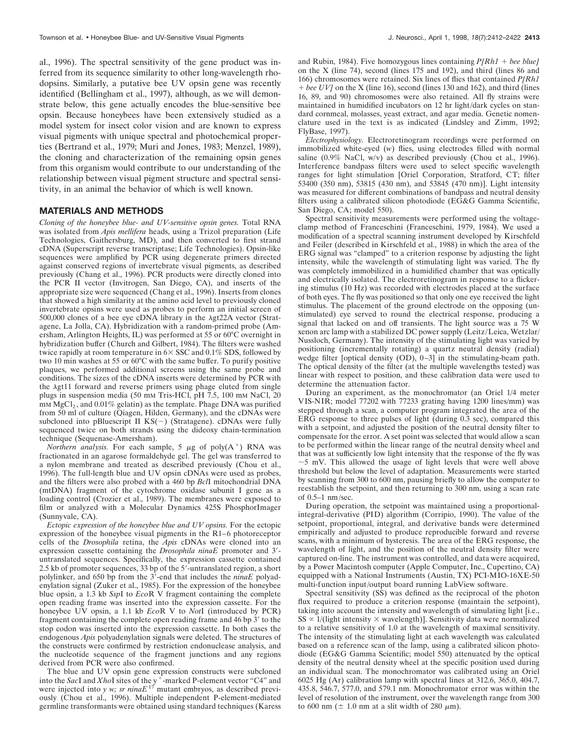al., 1996). The spectral sensitivity of the gene product was inferred from its sequence similarity to other long-wavelength rhodopsins. Similarly, a putative bee UV opsin gene was recently identified (Bellingham et al., 1997), although, as we will demonstrate below, this gene actually encodes the blue-sensitive bee opsin. Because honeybees have been extensively studied as a model system for insect color vision and are known to express visual pigments with unique spectral and photochemical properties (Bertrand et al., 1979; Muri and Jones, 1983; Menzel, 1989), the cloning and characterization of the remaining opsin genes from this organism would contribute to our understanding of the relationship between visual pigment structure and spectral sensitivity, in an animal the behavior of which is well known.

## MATERIALS AND METHODS

*Cloning of the honeybee blue- and UV-sensitive opsin genes.* Total RNA was isolated from *Apis mellifera* heads, using a Trizol preparation (Life Technologies, Gaithersburg, MD), and then converted to first strand cDNA (Superscript reverse transcriptase; Life Technologies). Opsin-like sequences were amplified by PCR using degenerate primers directed against conserved regions of invertebrate visual pigments, as described previously (Chang et al., 1996). PCR products were directly cloned into the PCR II vector (Invitrogen, San Diego, CA), and inserts of the appropriate size were sequenced (Chang et al., 1996). Inserts from clones that showed a high similarity at the amino acid level to previously cloned invertebrate opsins were used as probes to perform an initial screen of 500,000 clones of a bee eye cDNA library in the λgt22A vector (Stratagene, La Jolla, CA). Hybridization with a random-primed probe (Amersham, Arlington Heights, IL) was performed at 55 or 60°C overnight in hybridization buffer (Church and Gilbert, 1984). The filters were washed twice rapidly at room temperature in 6× SSC and 0.1% SDS, followed by two 10 min washes at 55 or 60°C with the same buffer. To purify positive plaques, we performed additional screens using the same probe and conditions. The sizes of the cDNA inserts were determined by PCR with the λgt11 forward and reverse primers using phage eluted from single plugs in suspension media (50 mM Tris-HCl, pH 7.5, 100 mM NaCl, 20 mM $MgCl_2$, and 0.01% gelatin) as the template. Phage DNA was purified from 50 ml of culture (Qiagen, Hilden, Germany), and the cDNAs were subcloned into pBluescript II KS(−) (Stratagene). cDNAs were fully sequenced twice on both strands using the dideoxy chain-termination technique (Sequenase-Amersham).

*Northern analysis.* For each sample, 5 μg of poly($A^+$) RNA was fractionated in an agarose formaldehyde gel. The gel was transferred to a nylon membrane and treated as described previously (Chou et al., 1996). The full-length blue and UV opsin cDNAs were used as probes, and the filters were also probed with a 460 bp *Bcl*I mitochondrial DNA (mtDNA) fragment of the cytochrome oxidase subunit I gene as a loading control (Crozier et al., 1989). The membranes were exposed to film or analyzed with a Molecular Dynamics 425S PhosphorImager (Sunnyvale, CA).

*Ectopic expression of the honeybee blue and UV opsins.* For the ectopic expression of the honeybee visual pigments in the R1–6 photoreceptor cells of the *Drosophila* retina, the *Apis* cDNAs were cloned into an expression cassette containing the *Drosophila ninaE* promoter and 3′-untranslated sequences. Specifically, the expression cassette contained 2.5 kb of promoter sequences, 33 bp of the 5′-untranslated region, a short polylinker, and 650 bp from the 3′-end that includes the *ninaE* polyadenylation signal (Zuker et al., 1985). For the expression of the honeybee blue opsin, a 1.3 kb *Ssp*I to *Eco*R V fragment containing the complete open reading frame was inserted into the expression cassette. For the honeybee UV opsin, a 1.1 kb *Eco*R V to *Not*I (introduced by PCR) fragment containing the complete open reading frame and 46 bp 3′ to the stop codon was inserted into the expression cassette. In both cases the endogenous *Apis* polyadenylation signals were deleted. The structures of the constructs were confirmed by restriction endonuclease analysis, and the nucleotide sequence of the fragment junctions and any regions derived from PCR were also confirmed.

The blue and UV opsin gene expression constructs were subcloned into the *Sac*I and *Xho*I sites of the $y^+$-marked P-element vector "C4" and were injected into *y w; sr ninaE*$^{17}$ mutant embryos, as described previously (Chou et al., 1996). Multiple independent P-element-mediated germline transformants were obtained using standard techniques (Karess and Rubin, 1984). Five homozygous lines containing *P[Rh1 + bee blue]* on the X (line 74), second (lines 175 and 192), and third (lines 86 and 166) chromosomes were retained. Six lines of flies that contained *P[Rh1 + bee UV]* on the X (line 16), second (lines 130 and 162), and third (lines 16, 89, and 90) chromosomes were also retained. All fly strains were maintained in humidified incubators on 12 hr light/dark cycles on standard cornmeal, molasses, yeast extract, and agar media. Genetic nomenclature used in the text is as indicated (Lindsley and Zimm, 1992; FlyBase, 1997).

*Electrophysiology.* Electroretinogram recordings were performed on immobilized white-eyed (*w*) flies, using electrodes filled with normal saline (0.9% NaCl, w/v) as described previously (Chou et al., 1996). Interference bandpass filters were used to select specific wavelength ranges for light stimulation [Oriel Corporation, Stratford, CT; filter 53400 (350 nm), 53815 (430 nm), and 53845 (470 nm)]. Light intensity was measured for different combinations of bandpass and neutral density filters using a calibrated silicon photodiode (EG&G Gamma Scientific, San Diego, CA; model 550).

Spectral sensitivity measurements were performed using the voltage-clamp method of Franceschini (Franceschini, 1979, 1984). We used a modification of a spectral scanning instrument developed by Kirschfeld and Feiler (described in Kirschfeld et al., 1988) in which the area of the ERG signal was "clamped" to a criterion response by adjusting the light intensity, while the wavelength of stimulating light was varied. The fly was completely immobilized in a humidified chamber that was optically and electrically isolated. The electroretinogram in response to a flickering stimulus (10 Hz) was recorded with electrodes placed at the surface of both eyes. The fly was positioned so that only one eye received the light stimulus. The placement of the ground electrode on the opposing (unstimulated) eye served to round the electrical response, producing a signal that lacked on and off transients. The light source was a 75 W xenon arc lamp with a stabilized DC power supply (Leitz/Leica, Wetzlar/Nussloch, Germany). The intensity of the stimulating light was varied by positioning (incrementally rotating) a quartz neutral density (radial) wedge filter [optical density (OD), 0–3] in the stimulating-beam path. The optical density of the filter (at the multiple wavelengths tested) was linear with respect to position, and these calibration data were used to determine the attenuation factor.

During an experiment, as the monochromator (an Oriel 1/4 meter VIS-NIR; model 77202 with 77233 grating having 1200 lines/mm) was stepped through a scan, a computer program integrated the area of the ERG response to three pulses of light (during 0.3 sec), compared this with a setpoint, and adjusted the position of the neutral density filter to compensate for the error. A set point was selected that would allow a scan to be performed within the linear range of the neutral density wheel and that was at sufficiently low light intensity that the response of the fly was ~5 mV. This allowed the usage of light levels that were well above threshold but below the level of adaptation. Measurements were started by scanning from 300 to 600 nm, pausing briefly to allow the computer to reestablish the setpoint, and then returning to 300 nm, using a scan rate of 0.5–1 nm/sec.

During operation, the setpoint was maintained using a proportional-integral-derivative (PID) algorithm (Corripio, 1990). The value of the setpoint, proportional, integral, and derivative bands were determined empirically and adjusted to produce reproducible forward and reverse scans, with a minimum of hysteresis. The area of the ERG response, the wavelength of light, and the position of the neutral density filter were captured on-line. The instrument was controlled, and data were acquired, by a Power Macintosh computer (Apple Computer, Inc., Cupertino, CA) equipped with a National Instruments (Austin, TX) PCI-MIO-16XE-50 multi-function input/output board running LabView software.

Spectral sensitivity (SS) was defined as the reciprocal of the photon flux required to produce a criterion response (maintain the setpoint), taking into account the intensity and wavelength of stimulating light [i.e., $SS \propto 1/(\text{light intensity} \times \text{wavelength})$]. Sensitivity data were normalized to a relative sensitivity of 1.0 at the wavelength of maximal sensitivity. The intensity of the stimulating light at each wavelength was calculated based on a reference scan of the lamp, using a calibrated silicon photodiode (EG&G Gamma Scientific; model 550) attenuated by the optical density of the neutral density wheel at the specific position used during an individual scan. The monochromator was calibrated using an Oriel 6025 Hg (Ar) calibration lamp with spectral lines at 312.6, 365.0, 404.7, 435.8, 546.7, 577.0, and 579.1 nm. Monochromator error was within the level of resolution of the instrument, over the wavelength range from 300 to 600 nm (± 1.0 nm at a slit width of 280 μm).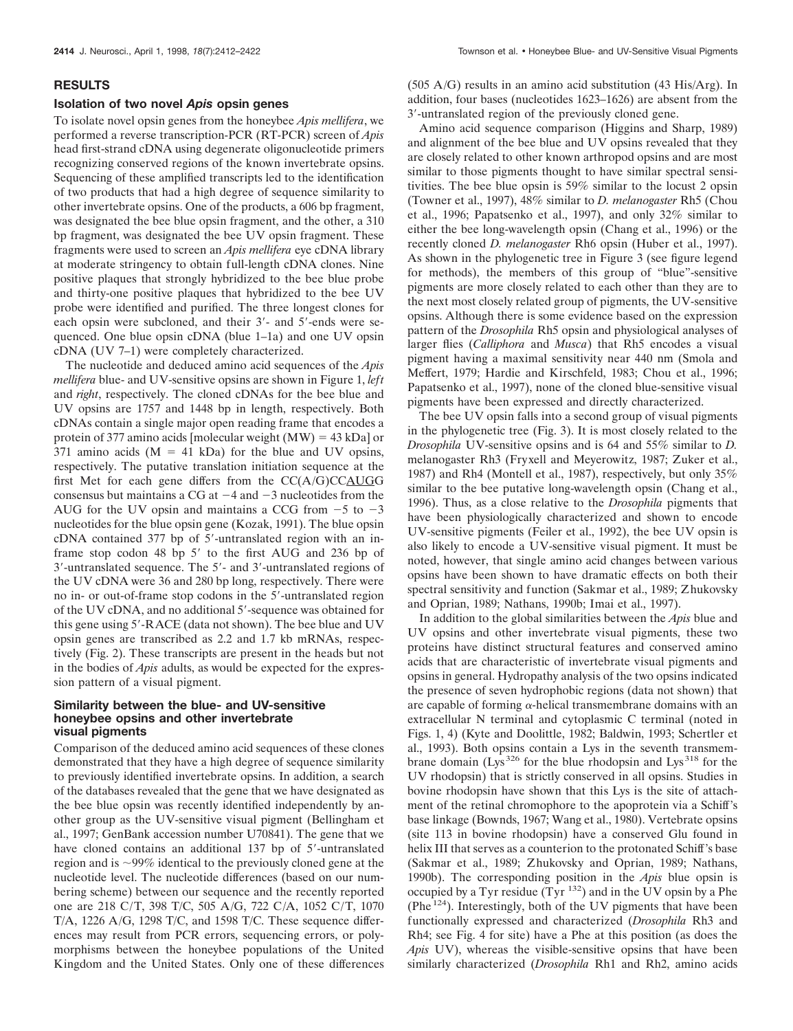## RESULTS

### Isolation of two novel *Apis* opsin genes

To isolate novel opsin genes from the honeybee *Apis mellifera*, we performed a reverse transcription-PCR (RT-PCR) screen of *Apis* head first-strand cDNA using degenerate oligonucleotide primers recognizing conserved regions of the known invertebrate opsins. Sequencing of these amplified transcripts led to the identification of two products that had a high degree of sequence similarity to other invertebrate opsins. One of the products, a 606 bp fragment, was designated the bee blue opsin fragment, and the other, a 310 bp fragment, was designated the bee UV opsin fragment. These fragments were used to screen an *Apis mellifera* eye cDNA library at moderate stringency to obtain full-length cDNA clones. Nine positive plaques that strongly hybridized to the bee blue probe and thirty-one positive plaques that hybridized to the bee UV probe were identified and purified. The three longest clones for each opsin were subcloned, and their 3′- and 5′-ends were sequenced. One blue opsin cDNA (blue 1–1a) and one UV opsin cDNA (UV 7–1) were completely characterized.

The nucleotide and deduced amino acid sequences of the *Apis mellifera* blue- and UV-sensitive opsins are shown in Figure 1, *left* and *right*, respectively. The cloned cDNAs for the bee blue and UV opsins are 1757 and 1448 bp in length, respectively. Both cDNAs contain a single major open reading frame that encodes a protein of 377 amino acids [molecular weight (MW) = 43 kDa] or 371 amino acids (M = 41 kDa) for the blue and UV opsins, respectively. The putative translation initiation sequence at the first Met for each gene differs from the CC(A/G)CCAUGG consensus but maintains a CG at −4 and −3 nucleotides from the AUG for the UV opsin and maintains a CCG from −5 to −3 nucleotides for the blue opsin gene (Kozak, 1991). The blue opsin cDNA contained 377 bp of 5′-untranslated region with an in-frame stop codon 48 bp 5′ to the first AUG and 236 bp of 3′-untranslated sequence. The 5′- and 3′-untranslated regions of the UV cDNA were 36 and 280 bp long, respectively. There were no in- or out-of-frame stop codons in the 5′-untranslated region of the UV cDNA, and no additional 5′-sequence was obtained for this gene using 5′-RACE (data not shown). The bee blue and UV opsin genes are transcribed as 2.2 and 1.7 kb mRNAs, respectively (Fig. 2). These transcripts are present in the heads but not in the bodies of *Apis* adults, as would be expected for the expression pattern of a visual pigment.

### Similarity between the blue- and UV-sensitive honeybee opsins and other invertebrate visual pigments

Comparison of the deduced amino acid sequences of these clones demonstrated that they have a high degree of sequence similarity to previously identified invertebrate opsins. In addition, a search of the databases revealed that the gene that we have designated as the bee blue opsin was recently identified independently by another group as the UV-sensitive visual pigment (Bellingham et al., 1997; GenBank accession number U70841). The gene that we have cloned contains an additional 137 bp of 5′-untranslated region and is ~99% identical to the previously cloned gene at the nucleotide level. The nucleotide differences (based on our numbering scheme) between our sequence and the recently reported one are 218 C/T, 398 T/C, 505 A/G, 722 C/A, 1052 C/T, 1070 T/A, 1226 A/G, 1298 T/C, and 1598 T/C. These sequence differences may result from PCR errors, sequencing errors, or polymorphisms between the honeybee populations of the United Kingdom and the United States. Only one of these differences (505 A/G) results in an amino acid substitution (43 His/Arg). In addition, four bases (nucleotides 1623–1626) are absent from the 3′-untranslated region of the previously cloned gene.

Amino acid sequence comparison (Higgins and Sharp, 1989) and alignment of the bee blue and UV opsins revealed that they are closely related to other known arthropod opsins and are most similar to those pigments thought to have similar spectral sensitivities. The bee blue opsin is 59% similar to the locust 2 opsin (Towner et al., 1997), 48% similar to *D. melanogaster* Rh5 (Chou et al., 1996; Papatsenko et al., 1997), and only 32% similar to either the bee long-wavelength opsin (Chang et al., 1996) or the recently cloned *D. melanogaster* Rh6 opsin (Huber et al., 1997). As shown in the phylogenetic tree in Figure 3 (see figure legend for methods), the members of this group of "blue"-sensitive pigments are more closely related to each other than they are to the next most closely related group of pigments, the UV-sensitive opsins. Although there is some evidence based on the expression pattern of the *Drosophila* Rh5 opsin and physiological analyses of larger flies (*Calliphora* and *Musca*) that Rh5 encodes a visual pigment having a maximal sensitivity near 440 nm (Smola and Meffert, 1979; Hardie and Kirschfeld, 1983; Chou et al., 1996; Papatsenko et al., 1997), none of the cloned blue-sensitive visual pigments have been expressed and directly characterized.

The bee UV opsin falls into a second group of visual pigments in the phylogenetic tree (Fig. 3). It is most closely related to the *Drosophila* UV-sensitive opsins and is 64 and 55% similar to *D.* melanogaster Rh3 (Fryxell and Meyerowitz, 1987; Zuker et al., 1987) and Rh4 (Montell et al., 1987), respectively, but only 35% similar to the bee putative long-wavelength opsin (Chang et al., 1996). Thus, as a close relative to the *Drosophila* pigments that have been physiologically characterized and shown to encode UV-sensitive pigments (Feiler et al., 1992), the bee UV opsin is also likely to encode a UV-sensitive visual pigment. It must be noted, however, that single amino acid changes between various opsins have been shown to have dramatic effects on both their spectral sensitivity and function (Sakmar et al., 1989; Zhukovsky and Oprian, 1989; Nathans, 1990b; Imai et al., 1997).

In addition to the global similarities between the *Apis* blue and UV opsins and other invertebrate visual pigments, these two proteins have distinct structural features and conserved amino acids that are characteristic of invertebrate visual pigments and opsins in general. Hydropathy analysis of the two opsins indicated the presence of seven hydrophobic regions (data not shown) that are capable of forming α-helical transmembrane domains with an extracellular N terminal and cytoplasmic C terminal (noted in Figs. 1, 4) (Kyte and Doolittle, 1982; Baldwin, 1993; Schertler et al., 1993). Both opsins contain a Lys in the seventh transmembrane domain ($Lys^{326}$ for the blue rhodopsin and $Lys^{318}$ for the UV rhodopsin) that is strictly conserved in all opsins. Studies in bovine rhodopsin have shown that this Lys is the site of attachment of the retinal chromophore to the apoprotein via a Schiff's base linkage (Bownds, 1967; Wang et al., 1980). Vertebrate opsins (site 113 in bovine rhodopsin) have a conserved Glu found in helix III that serves as a counterion to the protonated Schiff's base (Sakmar et al., 1989; Zhukovsky and Oprian, 1989; Nathans, 1990b). The corresponding position in the *Apis* blue opsin is occupied by a Tyr residue ($Tyr^{132}$) and in the UV opsin by a Phe ($Phe^{124}$). Interestingly, both of the UV pigments that have been functionally expressed and characterized (*Drosophila* Rh3 and Rh4; see Fig. 4 for site) have a Phe at this position (as does the *Apis* UV), whereas the visible-sensitive opsins that have been similarly characterized (*Drosophila* Rh1 and Rh2, amino acids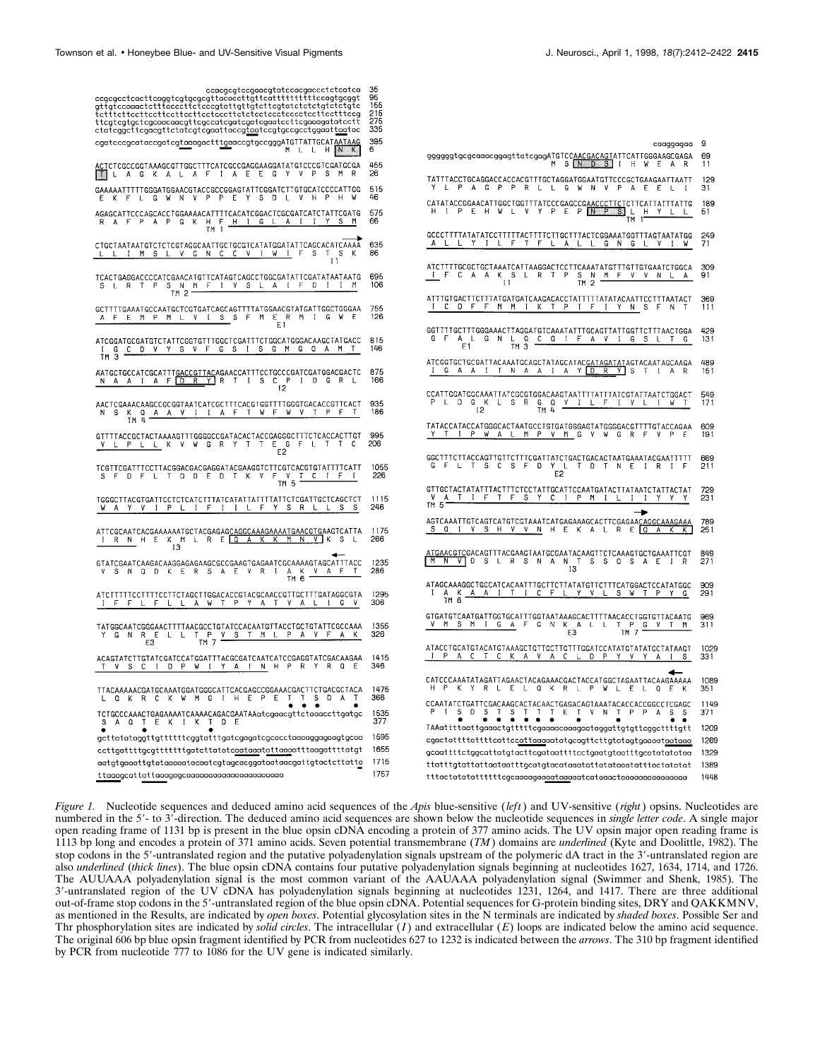*Figure 1.* Nucleotide sequences and deduced amino acid sequences of the *Apis* blue-sensitive (*left*) and UV-sensitive (*right*) opsins. Nucleotides are numbered in the 5′- to 3′-direction. The deduced amino acid sequences are shown below the nucleotide sequences in *single letter code*. A single major open reading frame of 1131 bp is present in the blue opsin cDNA encoding a protein of 377 amino acids. The UV opsin major open reading frame is 1113 bp long and encodes a protein of 371 amino acids. Seven potential transmembrane (*TM*) domains are *underlined* (Kyte and Doolittle, 1982). The stop codons in the 5′-untranslated region and the putative polyadenylation signals upstream of the polymeric dA tract in the 3′-untranslated region are also *underlined* (*thick lines*). The blue opsin cDNA contains four putative polyadenylation signals beginning at nucleotides 1627, 1634, 1714, and 1726. The AUUAAA polyadenylation signal is the most common variant of the AAUAAA polyadenylation signal (Swimmer and Shenk, 1985). The 3′-untranslated region of the UV cDNA has polyadenylation signals beginning at nucleotides 1231, 1264, and 1417. There are three additional out-of-frame stop codons in the 5′-untranslated region of the blue opsin cDNA. Potential sequences for G-protein binding sites, DRY and QAKKMNV, as mentioned in the Results, are indicated by *open boxes*. Potential glycosylation sites in the N terminals are indicated by *shaded boxes*. Possible Ser and Thr phosphorylation sites are indicated by *solid circles*. The intracellular (*I*) and extracellular (*E*) loops are indicated below the amino acid sequence. The original 606 bp blue opsin fragment identified by PCR from nucleotides 627 to 1232 is indicated between the *arrows*. The 310 bp fragment identified by PCR from nucleotide 777 to 1086 for the UV gene is indicated similarly.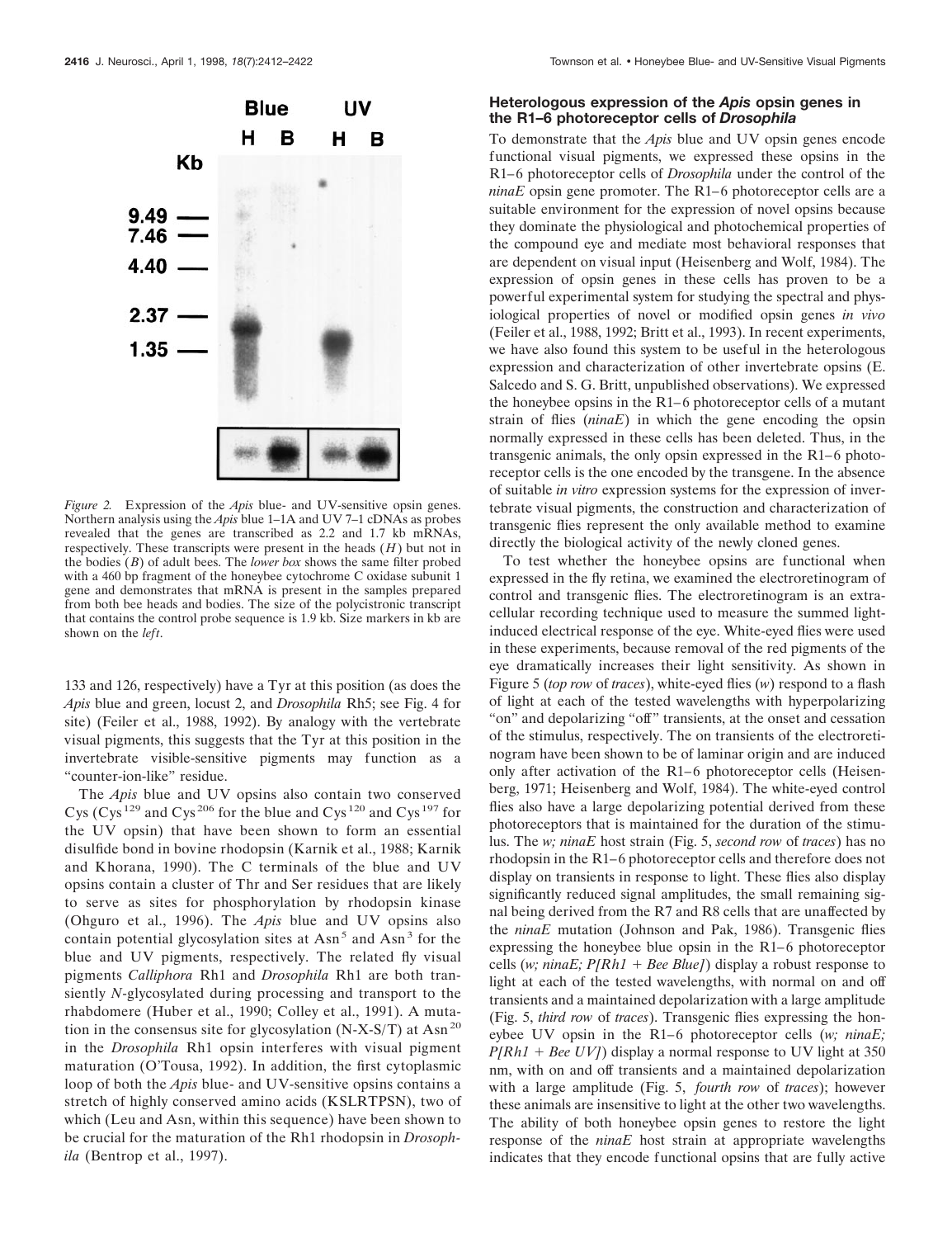*Figure 2.* Expression of the *Apis* blue- and UV-sensitive opsin genes. Northern analysis using the *Apis* blue 1–1A and UV 7–1 cDNAs as probes revealed that the genes are transcribed as 2.2 and 1.7 kb mRNAs, respectively. These transcripts were present in the heads (*H*) but not in the bodies (*B*) of adult bees. The *lower box* shows the same filter probed with a 460 bp fragment of the honeybee cytochrome C oxidase subunit 1 gene and demonstrates that mRNA is present in the samples prepared from both bee heads and bodies. The size of the polycistronic transcript that contains the control probe sequence is 1.9 kb. Size markers in kb are shown on the *left*.

133 and 126, respectively) have a Tyr at this position (as does the *Apis* blue and green, locust 2, and *Drosophila* Rh5; see Fig. 4 for site) (Feiler et al., 1988, 1992). By analogy with the vertebrate visual pigments, this suggests that the Tyr at this position in the invertebrate visible-sensitive pigments may function as a "counter-ion-like" residue.

The *Apis* blue and UV opsins also contain two conserved Cys ($Cys^{129}$ and $Cys^{206}$ for the blue and $Cys^{120}$ and $Cys^{197}$ for the UV opsin) that have been shown to form an essential disulfide bond in bovine rhodopsin (Karnik et al., 1988; Karnik and Khorana, 1990). The C terminals of the blue and UV opsins contain a cluster of Thr and Ser residues that are likely to serve as sites for phosphorylation by rhodopsin kinase (Ohguro et al., 1996). The *Apis* blue and UV opsins also contain potential glycosylation sites at $Asn^5$ and $Asn^3$ for the blue and UV pigments, respectively. The related fly visual pigments *Calliphora* Rh1 and *Drosophila* Rh1 are both transiently *N*-glycosylated during processing and transport to the rhabdomere (Huber et al., 1990; Colley et al., 1991). A mutation in the consensus site for glycosylation (N-X-S/T) at $Asn^{20}$ in the *Drosophila* Rh1 opsin interferes with visual pigment maturation (O'Tousa, 1992). In addition, the first cytoplasmic loop of both the *Apis* blue- and UV-sensitive opsins contains a stretch of highly conserved amino acids (KSLRTPSN), two of which (Leu and Asn, within this sequence) have been shown to be crucial for the maturation of the Rh1 rhodopsin in *Drosophila* (Bentrop et al., 1997).

### Heterologous expression of the *Apis* opsin genes in the R1–6 photoreceptor cells of *Drosophila*

To demonstrate that the *Apis* blue and UV opsin genes encode functional visual pigments, we expressed these opsins in the R1–6 photoreceptor cells of *Drosophila* under the control of the *ninaE* opsin gene promoter. The R1–6 photoreceptor cells are a suitable environment for the expression of novel opsins because they dominate the physiological and photochemical properties of the compound eye and mediate most behavioral responses that are dependent on visual input (Heisenberg and Wolf, 1984). The expression of opsin genes in these cells has proven to be a powerful experimental system for studying the spectral and physiological properties of novel or modified opsin genes *in vivo* (Feiler et al., 1988, 1992; Britt et al., 1993). In recent experiments, we have also found this system to be useful in the heterologous expression and characterization of other invertebrate opsins (E. Salcedo and S. G. Britt, unpublished observations). We expressed the honeybee opsins in the R1–6 photoreceptor cells of a mutant strain of flies (*ninaE*) in which the gene encoding the opsin normally expressed in these cells has been deleted. Thus, in the transgenic animals, the only opsin expressed in the R1–6 photoreceptor cells is the one encoded by the transgene. In the absence of suitable *in vitro* expression systems for the expression of invertebrate visual pigments, the construction and characterization of transgenic flies represent the only available method to examine directly the biological activity of the newly cloned genes.

To test whether the honeybee opsins are functional when expressed in the fly retina, we examined the electroretinogram of control and transgenic flies. The electroretinogram is an extracellular recording technique used to measure the summed light-induced electrical response of the eye. White-eyed flies were used in these experiments, because removal of the red pigments of the eye dramatically increases their light sensitivity. As shown in Figure 5 (*top row* of *traces*), white-eyed flies (*w*) respond to a flash of light at each of the tested wavelengths with hyperpolarizing "on" and depolarizing "off" transients, at the onset and cessation of the stimulus, respectively. The on transients of the electroretinogram have been shown to be of laminar origin and are induced only after activation of the R1–6 photoreceptor cells (Heisenberg, 1971; Heisenberg and Wolf, 1984). The white-eyed control flies also have a large depolarizing potential derived from these photoreceptors that is maintained for the duration of the stimulus. The *w; ninaE* host strain (Fig. 5, *second row* of *traces*) has no rhodopsin in the R1–6 photoreceptor cells and therefore does not display on transients in response to light. These flies also display significantly reduced signal amplitudes, the small remaining signal being derived from the R7 and R8 cells that are unaffected by the *ninaE* mutation (Johnson and Pak, 1986). Transgenic flies expressing the honeybee blue opsin in the R1–6 photoreceptor cells (*w; ninaE; P[Rh1 + Bee Blue]*) display a robust response to light at each of the tested wavelengths, with normal on and off transients and a maintained depolarization with a large amplitude (Fig. 5, *third row* of *traces*). Transgenic flies expressing the honeybee UV opsin in the R1–6 photoreceptor cells (*w; ninaE; P[Rh1 + Bee UV]*) display a normal response to UV light at 350 nm, with on and off transients and a maintained depolarization with a large amplitude (Fig. 5, *fourth row* of *traces*); however these animals are insensitive to light at the other two wavelengths. The ability of both honeybee opsin genes to restore the light response of the *ninaE* host strain at appropriate wavelengths indicates that they encode functional opsins that are fully active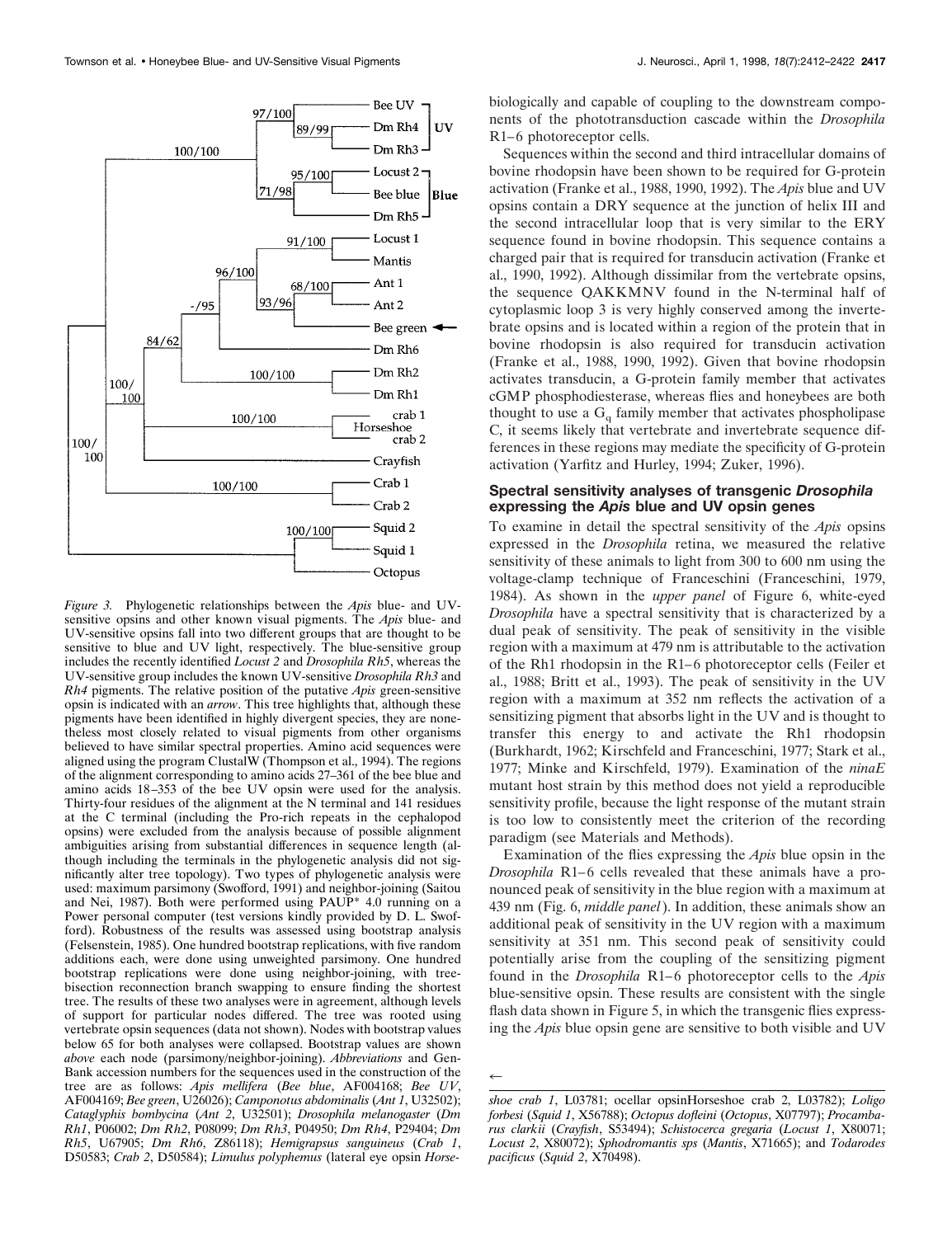*Figure 3.* Phylogenetic relationships between the *Apis* blue- and UV-sensitive opsins and other known visual pigments. The *Apis* blue- and UV-sensitive opsins fall into two different groups that are thought to be sensitive to blue and UV light, respectively. The blue-sensitive group includes the recently identified *Locust 2* and *Drosophila Rh5*, whereas the UV-sensitive group includes the known UV-sensitive *Drosophila Rh3* and *Rh4* pigments. The relative position of the putative *Apis* green-sensitive opsin is indicated with an *arrow*. This tree highlights that, although these pigments have been identified in highly divergent species, they are nonetheless most closely related to visual pigments from other organisms believed to have similar spectral properties. Amino acid sequences were aligned using the program ClustalW (Thompson et al., 1994). The regions of the alignment corresponding to amino acids 27–361 of the bee blue and amino acids 18–353 of the bee UV opsin were used for the analysis. Thirty-four residues of the alignment at the N terminal and 141 residues at the C terminal (including the Pro-rich repeats in the cephalopod opsins) were excluded from the analysis because of possible alignment ambiguities arising from substantial differences in sequence length (although including the terminals in the phylogenetic analysis did not significantly alter tree topology). Two types of phylogenetic analysis were used: maximum parsimony (Swofford, 1991) and neighbor-joining (Saitou and Nei, 1987). Both were performed using PAUP* 4.0 running on a Power personal computer (test versions kindly provided by D. L. Swofford). Robustness of the results was assessed using bootstrap analysis (Felsenstein, 1985). One hundred bootstrap replications, with five random additions each, were done using unweighted parsimony. One hundred bootstrap replications were done using neighbor-joining, with tree-bisection reconnection branch swapping to ensure finding the shortest tree. The results of these two analyses were in agreement, although levels of support for particular nodes differed. The tree was rooted using vertebrate opsin sequences (data not shown). Nodes with bootstrap values below 65 for both analyses were collapsed. Bootstrap values are shown *above* each node (parsimony/neighbor-joining). *Abbreviations* and GenBank accession numbers for the sequences used in the construction of the tree are as follows: *Apis mellifera* (*Bee blue*, AF004168; *Bee UV*, AF004169; *Bee green*, U26026); *Camponotus abdominalis* (*Ant 1*, U32502); *Cataglyphis bombycina* (*Ant 2*, U32501); *Drosophila melanogaster* (*Dm Rh1*, P06002; *Dm Rh2*, P08099; *Dm Rh3*, P04950; *Dm Rh4*, P29404; *Dm Rh5*, U67905; *Dm Rh6*, Z86118); *Hemigrapsus sanguineus* (*Crab 1*, D50583; *Crab 2*, D50584); *Limulus polyphemus* (lateral eye opsin *Horseshoe crab 1*, L03781; ocellar opsinHorseshoe crab 2, L03782); *Loligo forbesi* (*Squid 1*, X56788); *Octopus dofleini* (*Octopus*, X07797); *Procambarus clarkii* (*Crayfish*, S53494); *Schistocerca gregaria* (*Locust 1*, X80071; *Locust 2*, X80072); *Sphodromantis sps* (*Mantis*, X71665); and *Todarodes pacificus* (*Squid 2*, X70498).

biologically and capable of coupling to the downstream components of the phototransduction cascade within the *Drosophila* R1–6 photoreceptor cells.

Sequences within the second and third intracellular domains of bovine rhodopsin have been shown to be required for G-protein activation (Franke et al., 1988, 1990, 1992). The *Apis* blue and UV opsins contain a DRY sequence at the junction of helix III and the second intracellular loop that is very similar to the ERY sequence found in bovine rhodopsin. This sequence contains a charged pair that is required for transducin activation (Franke et al., 1990, 1992). Although dissimilar from the vertebrate opsins, the sequence QAKKMNV found in the N-terminal half of cytoplasmic loop 3 is very highly conserved among the invertebrate opsins and is located within a region of the protein that in bovine rhodopsin is also required for transducin activation (Franke et al., 1988, 1990, 1992). Given that bovine rhodopsin activates transducin, a G-protein family member that activates cGMP phosphodiesterase, whereas flies and honeybees are both thought to use a $G_q$ family member that activates phospholipase C, it seems likely that vertebrate and invertebrate sequence differences in these regions may mediate the specificity of G-protein activation (Yarfitz and Hurley, 1994; Zuker, 1996).

### Spectral sensitivity analyses of transgenic *Drosophila* expressing the *Apis* blue and UV opsin genes

To examine in detail the spectral sensitivity of the *Apis* opsins expressed in the *Drosophila* retina, we measured the relative sensitivity of these animals to light from 300 to 600 nm using the voltage-clamp technique of Franceschini (Franceschini, 1979, 1984). As shown in the *upper panel* of Figure 6, white-eyed *Drosophila* have a spectral sensitivity that is characterized by a dual peak of sensitivity. The peak of sensitivity in the visible region with a maximum at 479 nm is attributable to the activation of the Rh1 rhodopsin in the R1–6 photoreceptor cells (Feiler et al., 1988; Britt et al., 1993). The peak of sensitivity in the UV region with a maximum at 352 nm reflects the activation of a sensitizing pigment that absorbs light in the UV and is thought to transfer this energy to and activate the Rh1 rhodopsin (Burkhardt, 1962; Kirschfeld and Franceschini, 1977; Stark et al., 1977; Minke and Kirschfeld, 1979). Examination of the *ninaE* mutant host strain by this method does not yield a reproducible sensitivity profile, because the light response of the mutant strain is too low to consistently meet the criterion of the recording paradigm (see Materials and Methods).

Examination of the flies expressing the *Apis* blue opsin in the *Drosophila* R1–6 cells revealed that these animals have a pronounced peak of sensitivity in the blue region with a maximum at 439 nm (Fig. 6, *middle panel*). In addition, these animals show an additional peak of sensitivity in the UV region with a maximum sensitivity at 351 nm. This second peak of sensitivity could potentially arise from the coupling of the sensitizing pigment found in the *Drosophila* R1–6 photoreceptor cells to the *Apis* blue-sensitive opsin. These results are consistent with the single flash data shown in Figure 5, in which the transgenic flies expressing the *Apis* blue opsin gene are sensitive to both visible and UV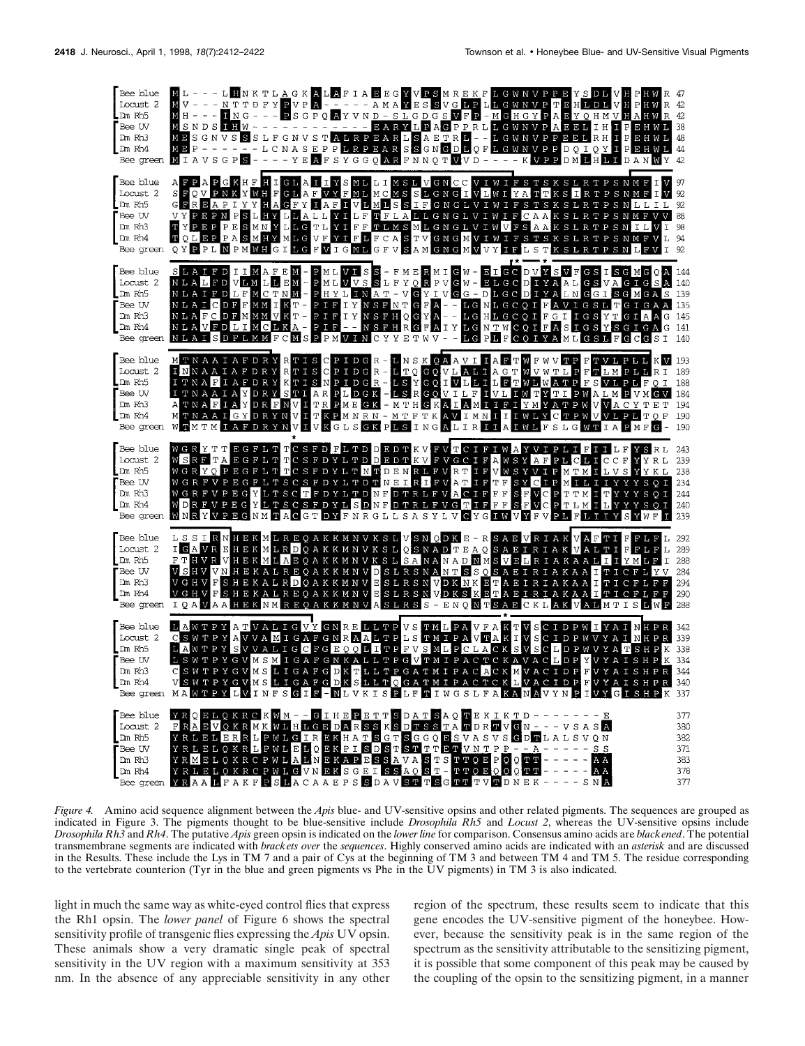```
Bee blue   M L - - - L H N K T L A G K A L A F I A E E G Y V P S M R E K F L G W N V P P E Y S D L V H P H W R  47
Locust 2   M V - - - N T T D F Y P V P A - - - - - A M A Y E S S V G L P L L G W N V P T E H L D L V H P H W R  42
Dm Rh5     M H - - - I N G - - - P S G P Q A Y V N D - S L G D G S V F P - M G H G Y P A E Y Q H M V H A H W R  42
Bee UV     M S N D S I H W - - - - - - - - - - - - - - - - E A R Y L P A G P P R L L G W N V P A E E L I H I P E H W L  38
Dm Rh3     M E S G N V S S S L F G N V S T A L R P E A R L S A E T R L - - L G W N V P P E E L R H I P E H W L  48
Dm Rh4     M E P - - - - - - L C N A S E P P L R P E A R S S G N G D L Q F L G W N V P P D Q I Q Y I P E H W L  44
Bee green  M I A V S G P S - - - - Y E A F S Y G G Q A R F N N Q T V V D - - - - K V P P D M L H L I D A N W Y  42

Bee blue   A F P A P G K H F H I G L A I I Y S M L L I M S L V G N C C V I W I F S T S K S L R T P S N M F I V  97
Locust 2   S F Q V P N K Y W H F G L A F V Y F M L M C M S S L G N G I V L W I Y A T T K S I R T P S N M F I V  92
Dm Rh5     G P R E A P I Y Y H A G F Y I A F I V L M L S S I F G N G L V I W I F S T S K S L R T P S N L L I L  92
Bee UV     V Y P E P N P S L H Y L L A L L Y I L F T F L A L L G N G L V I W I F C A A K S L R T P S N M F V V  88
Dm Rh3     T Y P E P P E S M N Y L L G T L Y I F F T L M S M L G N G L V I W V F S A A K S L R T P S N I L V I  98
Dm Rh4     T Q L E P P A S M H Y M L G V F Y I F L F C A S T V G N G M V I W I F S T S K S L R T P S N M F V L  94
Bee green  Q Y P P L N P M W H G I L G F V I G M L G F V S A M G N G M V V Y I F L S T K S L R T P S N L F V I  92

Bee blue   S L A I F D I I M A F E M - P M L V I S S - F M E R M I G W - E I G C D V Y S V F G S I S G M G Q A 144
Locust 2   N L A L F D V L M L L E M - P M L V V S S L F Y Q R P V G W - E L G C D I Y A A L G S V A G I G S A 140
Dm Rh5     N L A I F D F L M C T N M - P H Y L I N A T - V G Y I V G G - D L G C D I Y A L N G G I S G M G A S 139
Bee UV     N L A I C D F F M M I K T - P I F I Y N S F N T G F A - - L G N L G C Q I F A V I G S L T G I G A A 135
Dm Rh3     N L A F C D F M M M V K T - P I F I Y N S F H Q G Y A - - L G H L G C Q I F G I I G S Y T G I A A G 145
Dm Rh4     N L A V F D L I M C L K A - P I F - - N S F H R G F A I Y L G N T W C Q I F A S I G S Y S G I G A G 141
Bee green  N L A I S D F L M M F C M S P P M V I N C Y Y E T W V - - L G P L F C Q I Y A M L G S L F G C G S I 140

Bee blue   M T N A A I A F D R Y R T I S C P I D G R - L N S K Q A A V I I A F T W F W V T P F T V L P L L K V 193
Locust 2   I N N A A I A F D R Y R T I S C P I D G R - L T Q G Q V L A L I A G T W V W T L P F T L M P L L R I 189
Dm Rh5     I T N A F I A F D R Y K T I S N P I D G R - L S Y G Q I V L L I L F T W L W A T P F S V L P L F Q I 188
Bee UV     I T N A A I A Y D R Y S T I A R P L D G K - L S R G Q V I L F I V L I W T Y T I P W A L M P V M G V 184
Dm Rh3     A T N A F I A Y D R F N V I T R P M E G K - M T H G K A I A M I I F I Y M Y A T P W V V A C Y T E T 194
Dm Rh4     M T N A A I G Y D R Y N V I T K P M N R N - M T F T K A V I M N I I I W L Y C T P W V V L P L T Q F 190
Bee green  W T M T M I A F D R Y N V I V K G L S G K P L S I N G A L I R I I A I W L F S L G W T I A P M F G - 190

Bee blue   W G R Y T T E G F L T T C S F D F L T D D E D T K V F V T C I F I W A Y V I P L I F I I L F Y S R L 243
Locust 2   W S R F T A E G F L T T C S F D Y L T D D E D T K V F V G C I F A W S Y A F P L C L I C C F Y Y R L 239
Dm Rh5     W G R Y Q P E G F L T T C S F D Y L T N T D E N R L F V R T I F V W S Y V I P M T M I L V S Y Y K L 238
Bee UV     W G R F V P E G F L T S C S F D Y L T D T N E I R I F V A T I F T F S Y C I P M I L I I Y Y Y S Q I 234
Dm Rh3     W G R F V P E G Y L T S C T F D Y L T D N F D T R L F V A C I F F F S F V C P T T M I T Y Y Y S Q I 244
Dm Rh4     W D R F V P E G Y L T S C S F D Y L S D N F D T R L F V G T I F F F S F V C P T L M I L Y Y Y S Q I 240
Bee green  W N R Y V P E G N M T A C G T D Y F N R G L L S A S Y L V C Y G I W V Y F V P L F L I I Y S Y W F I 239

Bee blue   L S S I R N H E K M L R E Q A K K M N V K S L V S N Q D K E - R S A E V R I A K V A F T I F F L F L 292
Locust 2   I G A V R E H E K M L R D Q A K K M N V K S L Q S N A D T E A Q S A E I R I A K V A L T I F F L F L 289
Dm Rh5     F T H V R V H E K M L A E Q A K K M N V K S L S A N A N A D N M S V E L R I A K A A L I I Y M L F I 288
Bee UV     V S H V V N H E K A L R E Q A K K M N V D S L R S N A D S S Q S A E I R I A K A A I T I C F L Y V 284
Dm Rh3     V G H V F S H E K A L R D Q A K K M N V E S L R S N V D K N K E T A E I R I A K A A I T I C F L F F 294
Dm Rh4     V G H V F S H E K A L R E Q A K K M N V E S L R S N V D K S K E T A E I R I A K A A I T I C F L F F 290
Bee green  I Q A V A A H E K N M R E Q A K K M N V A S L R S S - E N Q N T S A E C K L A K V A L M T I S L W F 288

Bee blue   L A W T P Y A T V A L I G V Y G N R E L L T P V S T M L P A V F A K T V S C I D P W I Y A I N H P R 342
Locust 2   C S W T P Y A V V A M I G A F G N R A A L T P L S T M I P A V T A K I V S C I D P W V Y A I N H P R 339
Dm Rh5     L A W T P Y S V V A L I G C F G E Q Q L I T P F V S M L P C L A C K S V S C L D P W V Y A T S H P K 338
Bee UV     L S W T P Y G V M S M I G A F G N K A L L T P G V T M I P A C T C K A V A C L D P Y V Y A I S H P K 334
Dm Rh3     C S W T P Y G V M S L I G A F G D K T L L T P G A T M I P A C A C K M V A C I D P F V Y A I S H P R 344
Dm Rh4     V S W T P Y G V M S L I G A F G D K S L L T Q G A T M I P A C T C K L V A C I D P F V Y A I S H P R 340
Bee green  M A W T P Y L V I N F S G I F - N L V K I S P L F T I W G S L F A K A N A V Y N P I V Y G I S H P K 337

Bee blue   Y R Q E L Q K R C K W M - - G I H E P E T T S D A T S A Q T E K I K T D - - - - - - - E 377
Locust 2   F R A E V Q K R M K W L H L G E D A R S S K S D T S S T A T D R T V G N - - - V S A S A 380
Dm Rh5     Y R L E L E R R L P W L G I R E K H A T S G T S G G Q E S V A S V S G D T L A L S V Q N 382
Bee UV     Y R L E L Q K R L P W L E L Q E K P I S D S T S T T E T V N T P P - - A - - - - - S S 371
Dm Rh3     Y R M E L Q K R C P W L A L N E K A P E S S A V A S T S T T Q E P Q Q T T - - - - - A A 383
Dm Rh4     Y R L E L Q K R C P W L G V N E K S G E I S S A Q S T - T T Q E Q Q Q T T - - - - - A A 378
Bee green  Y R A A L F A K F P S L A C A A E P S S D A V S T T S G T T T V T D N E K - - - - S N A 377
```

*Figure 4.* Amino acid sequence alignment between the *Apis* blue- and UV-sensitive opsins and other related pigments. The sequences are grouped as indicated in Figure 3. The pigments thought to be blue-sensitive include *Drosophila Rh5* and *Locust 2*, whereas the UV-sensitive opsins include *Drosophila Rh3* and *Rh4*. The putative *Apis* green opsin is indicated on the *lower line* for comparison. Consensus amino acids are *blackened*. The potential transmembrane segments are indicated with *brackets over* the *sequences*. Highly conserved amino acids are indicated with an *asterisk* and are discussed in the Results. These include the Lys in TM 7 and a pair of Cys at the beginning of TM 3 and between TM 4 and TM 5. The residue corresponding to the vertebrate counterion (Tyr in the blue and green pigments vs Phe in the UV pigments) in TM 3 is also indicated.

light in much the same way as white-eyed control flies that express the Rh1 opsin. The *lower panel* of Figure 6 shows the spectral sensitivity profile of transgenic flies expressing the *Apis* UV opsin. These animals show a very dramatic single peak of spectral sensitivity in the UV region with a maximum sensitivity at 353 nm. In the absence of any appreciable sensitivity in any other region of the spectrum, these results seem to indicate that this gene encodes the UV-sensitive pigment of the honeybee. However, because the sensitivity peak is in the same region of the spectrum as the sensitivity attributable to the sensitizing pigment, it is possible that some component of this peak may be caused by the coupling of the opsin to the sensitizing pigment, in a manner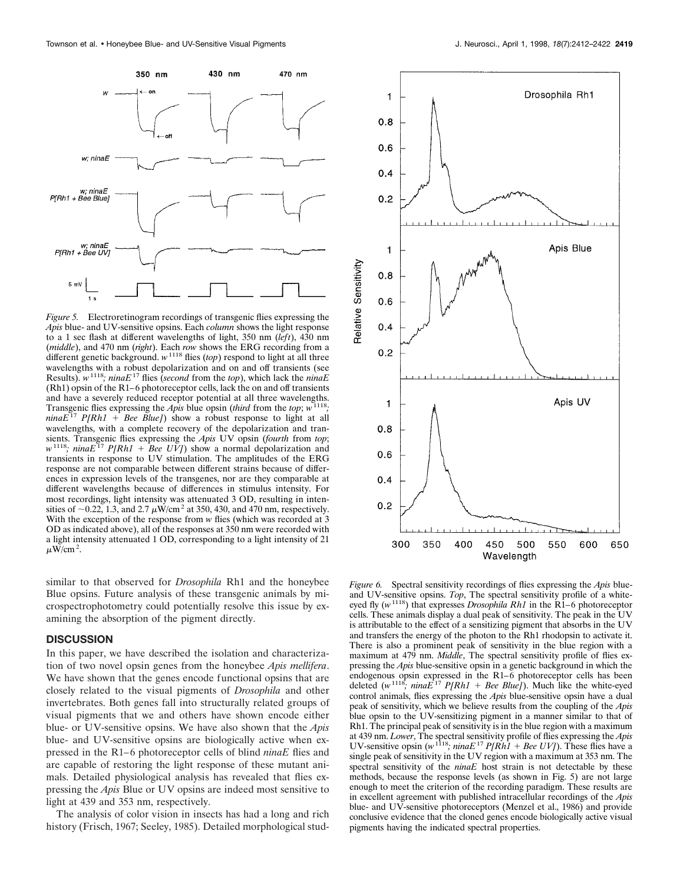*Figure 5.* Electroretinogram recordings of transgenic flies expressing the *Apis* blue- and UV-sensitive opsins. Each *column* shows the light response to a 1 sec flash at different wavelengths of light, 350 nm (*left*), 430 nm (*middle*), and 470 nm (*right*). Each *row* shows the ERG recording from a different genetic background. $w^{1118}$ flies (*top*) respond to light at all three wavelengths with a robust depolarization and on and off transients (see Results). $w^{1118}$; $ninaE^{17}$ flies (*second* from the *top*), which lack the *ninaE* (Rh1) opsin of the R1–6 photoreceptor cells, lack the on and off transients and have a severely reduced receptor potential at all three wavelengths. Transgenic flies expressing the *Apis* blue opsin (*third* from the *top*; $w^{1118}$; $ninaE^{17}$ *P[Rh1 + Bee Blue]*) show a robust response to light at all wavelengths, with a complete recovery of the depolarization and transients. Transgenic flies expressing the *Apis* UV opsin (*fourth* from *top*; $w^{1118}$; $ninaE^{17}$ *P[Rh1 + Bee UV]*) show a normal depolarization and transients in response to UV stimulation. The amplitudes of the ERG response are not comparable between different strains because of differences in expression levels of the transgenes, nor are they comparable at different wavelengths because of differences in stimulus intensity. For most recordings, light intensity was attenuated 3 OD, resulting in intensities of ~0.22, 1.3, and 2.7 $\mu$W/cm$^2$ at 350, 430, and 470 nm, respectively. With the exception of the response from *w* flies (which was recorded at 3 OD as indicated above), all of the responses at 350 nm were recorded with a light intensity attenuated 1 OD, corresponding to a light intensity of 21 $\mu$W/cm$^2$.

*Figure 6.* Spectral sensitivity recordings of flies expressing the *Apis* blue- and UV-sensitive opsins. *Top*, The spectral sensitivity profile of a white-eyed fly ($w^{1118}$) that expresses *Drosophila Rh1* in the R1–6 photoreceptor cells. These animals display a dual peak of sensitivity. The peak in the UV is attributable to the effect of a sensitizing pigment that absorbs in the UV and transfers the energy of the photon to the Rh1 rhodopsin to activate it. There is also a prominent peak of sensitivity in the blue region with a maximum at 479 nm. *Middle*, The spectral sensitivity profile of flies expressing the *Apis* blue-sensitive opsin in a genetic background in which the endogenous opsin expressed in the R1–6 photoreceptor cells has been deleted ($w^{1118}$; $ninaE^{17}$ *P[Rh1 + Bee Blue]*). Much like the white-eyed control animals, flies expressing the *Apis* blue-sensitive opsin have a dual peak of sensitivity, which we believe results from the coupling of the *Apis* blue opsin to the UV-sensitizing pigment in a manner similar to that of Rh1. The principal peak of sensitivity is in the blue region with a maximum at 439 nm. *Lower*, The spectral sensitivity profile of flies expressing the *Apis* UV-sensitive opsin ($w^{1118}$; $ninaE^{17}$ *P[Rh1 + Bee UV]*). These flies have a single peak of sensitivity in the UV region with a maximum at 353 nm. The spectral sensitivity of the *ninaE* host strain is not detectable by these methods, because the response levels (as shown in Fig. 5) are not large enough to meet the criterion of the recording paradigm. These results are in excellent agreement with published intracellular recordings of the *Apis* blue- and UV-sensitive photoreceptors (Menzel et al., 1986) and provide conclusive evidence that the cloned genes encode biologically active visual pigments having the indicated spectral properties.

similar to that observed for *Drosophila* Rh1 and the honeybee Blue opsins. Future analysis of these transgenic animals by microspectrophotometry could potentially resolve this issue by examining the absorption of the pigment directly.

## DISCUSSION

In this paper, we have described the isolation and characterization of two novel opsin genes from the honeybee *Apis mellifera*. We have shown that the genes encode functional opsins that are closely related to the visual pigments of *Drosophila* and other invertebrates. Both genes fall into structurally related groups of visual pigments that we and others have shown encode either blue- or UV-sensitive opsins. We have also shown that the *Apis* blue- and UV-sensitive opsins are biologically active when expressed in the R1–6 photoreceptor cells of blind *ninaE* flies and are capable of restoring the light response of these mutant animals. Detailed physiological analysis has revealed that flies expressing the *Apis* Blue or UV opsins are indeed most sensitive to light at 439 and 353 nm, respectively.

The analysis of color vision in insects has had a long and rich history (Frisch, 1967; Seeley, 1985). Detailed morphological stud-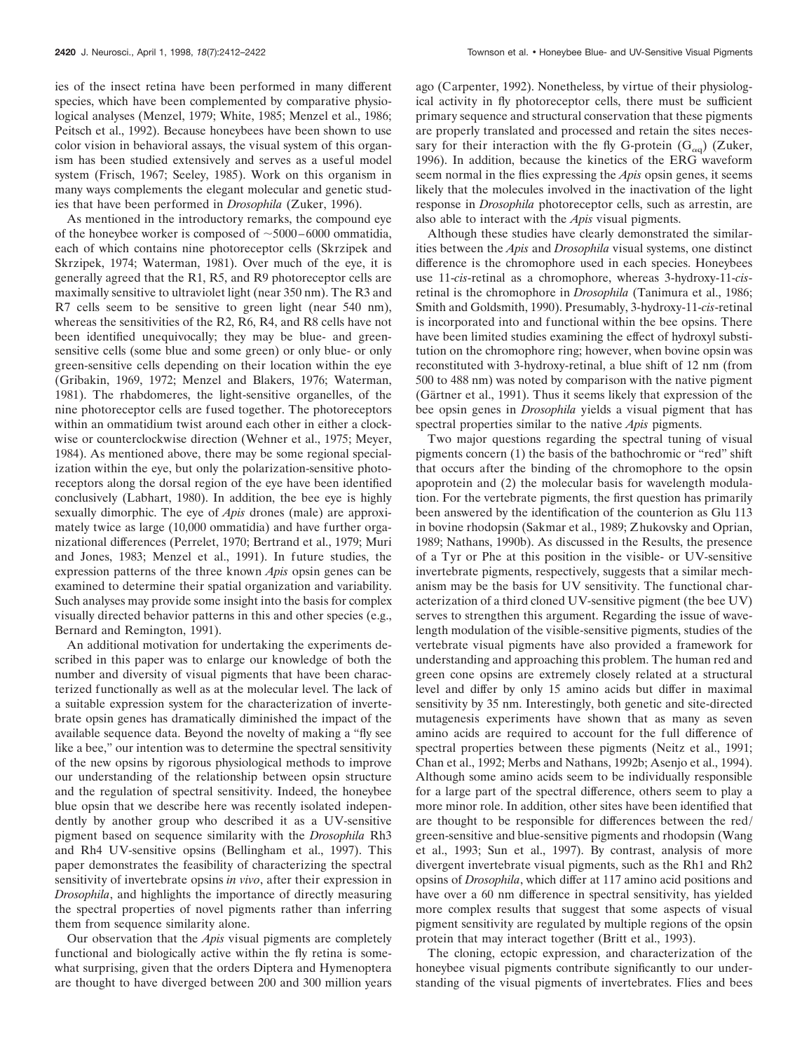ies of the insect retina have been performed in many different species, which have been complemented by comparative physiological analyses (Menzel, 1979; White, 1985; Menzel et al., 1986; Peitsch et al., 1992). Because honeybees have been shown to use color vision in behavioral assays, the visual system of this organism has been studied extensively and serves as a useful model system (Frisch, 1967; Seeley, 1985). Work on this organism in many ways complements the elegant molecular and genetic studies that have been performed in *Drosophila* (Zuker, 1996).

As mentioned in the introductory remarks, the compound eye of the honeybee worker is composed of ~5000–6000 ommatidia, each of which contains nine photoreceptor cells (Skrzipek and Skrzipek, 1974; Waterman, 1981). Over much of the eye, it is generally agreed that the R1, R5, and R9 photoreceptor cells are maximally sensitive to ultraviolet light (near 350 nm). The R3 and R7 cells seem to be sensitive to green light (near 540 nm), whereas the sensitivities of the R2, R6, R4, and R8 cells have not been identified unequivocally; they may be blue- and green-sensitive cells (some blue and some green) or only blue- or only green-sensitive cells depending on their location within the eye (Gribakin, 1969, 1972; Menzel and Blakers, 1976; Waterman, 1981). The rhabdomeres, the light-sensitive organelles, of the nine photoreceptor cells are fused together. The photoreceptors within an ommatidium twist around each other in either a clockwise or counterclockwise direction (Wehner et al., 1975; Meyer, 1984). As mentioned above, there may be some regional specialization within the eye, but only the polarization-sensitive photoreceptors along the dorsal region of the eye have been identified conclusively (Labhart, 1980). In addition, the bee eye is highly sexually dimorphic. The eye of *Apis* drones (male) are approximately twice as large (10,000 ommatidia) and have further organizational differences (Perrelet, 1970; Bertrand et al., 1979; Muri and Jones, 1983; Menzel et al., 1991). In future studies, the expression patterns of the three known *Apis* opsin genes can be examined to determine their spatial organization and variability. Such analyses may provide some insight into the basis for complex visually directed behavior patterns in this and other species (e.g., Bernard and Remington, 1991).

An additional motivation for undertaking the experiments described in this paper was to enlarge our knowledge of both the number and diversity of visual pigments that have been characterized functionally as well as at the molecular level. The lack of a suitable expression system for the characterization of invertebrate opsin genes has dramatically diminished the impact of the available sequence data. Beyond the novelty of making a "fly see like a bee," our intention was to determine the spectral sensitivity of the new opsins by rigorous physiological methods to improve our understanding of the relationship between opsin structure and the regulation of spectral sensitivity. Indeed, the honeybee blue opsin that we describe here was recently isolated independently by another group who described it as a UV-sensitive pigment based on sequence similarity with the *Drosophila* Rh3 and Rh4 UV-sensitive opsins (Bellingham et al., 1997). This paper demonstrates the feasibility of characterizing the spectral sensitivity of invertebrate opsins *in vivo*, after their expression in *Drosophila*, and highlights the importance of directly measuring the spectral properties of novel pigments rather than inferring them from sequence similarity alone.

Our observation that the *Apis* visual pigments are completely functional and biologically active within the fly retina is somewhat surprising, given that the orders Diptera and Hymenoptera are thought to have diverged between 200 and 300 million years ago (Carpenter, 1992). Nonetheless, by virtue of their physiological activity in fly photoreceptor cells, there must be sufficient primary sequence and structural conservation that these pigments are properly translated and processed and retain the sites necessary for their interaction with the fly G-protein ($G_{\alpha q}$) (Zuker, 1996). In addition, because the kinetics of the ERG waveform seem normal in the flies expressing the *Apis* opsin genes, it seems likely that the molecules involved in the inactivation of the light response in *Drosophila* photoreceptor cells, such as arrestin, are also able to interact with the *Apis* visual pigments.

Although these studies have clearly demonstrated the similarities between the *Apis* and *Drosophila* visual systems, one distinct difference is the chromophore used in each species. Honeybees use 11-*cis*-retinal as a chromophore, whereas 3-hydroxy-11-*cis*-retinal is the chromophore in *Drosophila* (Tanimura et al., 1986; Smith and Goldsmith, 1990). Presumably, 3-hydroxy-11-*cis*-retinal is incorporated into and functional within the bee opsins. There have been limited studies examining the effect of hydroxyl substitution on the chromophore ring; however, when bovine opsin was reconstituted with 3-hydroxy-retinal, a blue shift of 12 nm (from 500 to 488 nm) was noted by comparison with the native pigment (Gärtner et al., 1991). Thus it seems likely that expression of the bee opsin genes in *Drosophila* yields a visual pigment that has spectral properties similar to the native *Apis* pigments.

Two major questions regarding the spectral tuning of visual pigments concern (1) the basis of the bathochromic or "red" shift that occurs after the binding of the chromophore to the opsin apoprotein and (2) the molecular basis for wavelength modulation. For the vertebrate pigments, the first question has primarily been answered by the identification of the counterion as Glu 113 in bovine rhodopsin (Sakmar et al., 1989; Zhukovsky and Oprian, 1989; Nathans, 1990b). As discussed in the Results, the presence of a Tyr or Phe at this position in the visible- or UV-sensitive invertebrate pigments, respectively, suggests that a similar mechanism may be the basis for UV sensitivity. The functional characterization of a third cloned UV-sensitive pigment (the bee UV) serves to strengthen this argument. Regarding the issue of wavelength modulation of the visible-sensitive pigments, studies of the vertebrate visual pigments have also provided a framework for understanding and approaching this problem. The human red and green cone opsins are extremely closely related at a structural level and differ by only 15 amino acids but differ in maximal sensitivity by 35 nm. Interestingly, both genetic and site-directed mutagenesis experiments have shown that as many as seven amino acids are required to account for the full difference of spectral properties between these pigments (Neitz et al., 1991; Chan et al., 1992; Merbs and Nathans, 1992b; Asenjo et al., 1994). Although some amino acids seem to be individually responsible for a large part of the spectral difference, others seem to play a more minor role. In addition, other sites have been identified that are thought to be responsible for differences between the red/green-sensitive and blue-sensitive pigments and rhodopsin (Wang et al., 1993; Sun et al., 1997). By contrast, analysis of more divergent invertebrate visual pigments, such as the Rh1 and Rh2 opsins of *Drosophila*, which differ at 117 amino acid positions and have over a 60 nm difference in spectral sensitivity, has yielded more complex results that suggest that some aspects of visual pigment sensitivity are regulated by multiple regions of the opsin protein that may interact together (Britt et al., 1993).

The cloning, ectopic expression, and characterization of the honeybee visual pigments contribute significantly to our understanding of the visual pigments of invertebrates. Flies and bees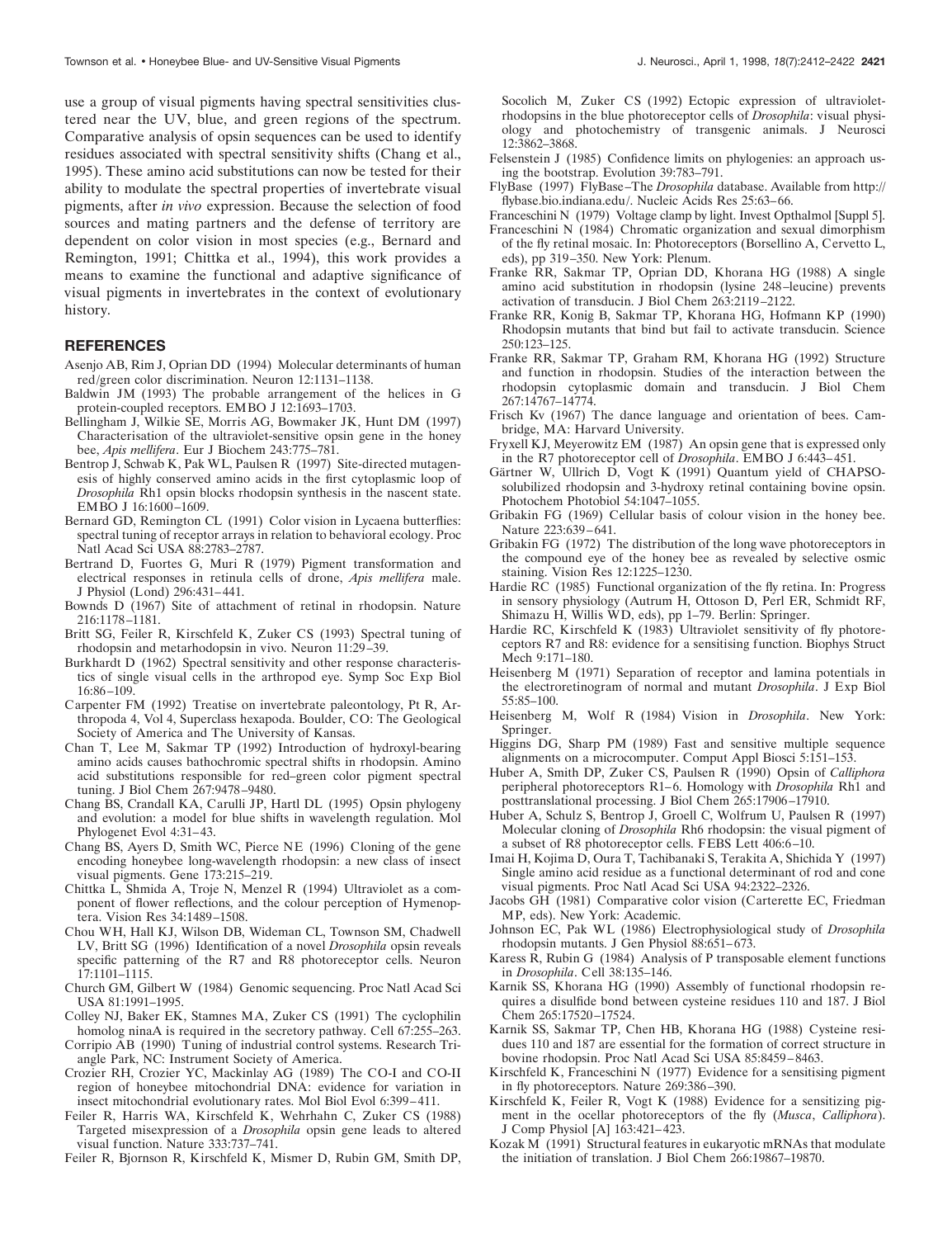use a group of visual pigments having spectral sensitivities clustered near the UV, blue, and green regions of the spectrum. Comparative analysis of opsin sequences can be used to identify residues associated with spectral sensitivity shifts (Chang et al., 1995). These amino acid substitutions can now be tested for their ability to modulate the spectral properties of invertebrate visual pigments, after *in vivo* expression. Because the selection of food sources and mating partners and the defense of territory are dependent on color vision in most species (e.g., Bernard and Remington, 1991; Chittka et al., 1994), this work provides a means to examine the functional and adaptive significance of visual pigments in invertebrates in the context of evolutionary history.

## REFERENCES

Asenjo AB, Rim J, Oprian DD (1994) Molecular determinants of human red/green color discrimination. Neuron 12:1131–1138.

Baldwin JM (1993) The probable arrangement of the helices in G protein-coupled receptors. EMBO J 12:1693–1703.

Bellingham J, Wilkie SE, Morris AG, Bowmaker JK, Hunt DM (1997) Characterisation of the ultraviolet-sensitive opsin gene in the honey bee, *Apis mellifera*. Eur J Biochem 243:775–781.

Bentrop J, Schwab K, Pak WL, Paulsen R (1997) Site-directed mutagenesis of highly conserved amino acids in the first cytoplasmic loop of *Drosophila* Rh1 opsin blocks rhodopsin synthesis in the nascent state. EMBO J 16:1600–1609.

Bernard GD, Remington CL (1991) Color vision in Lycaena butterflies: spectral tuning of receptor arrays in relation to behavioral ecology. Proc Natl Acad Sci USA 88:2783–2787.

Bertrand D, Fuortes G, Muri R (1979) Pigment transformation and electrical responses in retinula cells of drone, *Apis mellifera* male. J Physiol (Lond) 296:431–441.

Bownds D (1967) Site of attachment of retinal in rhodopsin. Nature 216:1178–1181.

Britt SG, Feiler R, Kirschfeld K, Zuker CS (1993) Spectral tuning of rhodopsin and metarhodopsin in vivo. Neuron 11:29–39.

Burkhardt D (1962) Spectral sensitivity and other response characteristics of single visual cells in the arthropod eye. Symp Soc Exp Biol 16:86–109.

Carpenter FM (1992) Treatise on invertebrate paleontology, Pt R, Arthropoda 4, Vol 4, Superclass hexapoda. Boulder, CO: The Geological Society of America and The University of Kansas.

Chan T, Lee M, Sakmar TP (1992) Introduction of hydroxyl-bearing amino acids causes bathochromic spectral shifts in rhodopsin. Amino acid substitutions responsible for red–green color pigment spectral tuning. J Biol Chem 267:9478–9480.

Chang BS, Crandall KA, Carulli JP, Hartl DL (1995) Opsin phylogeny and evolution: a model for blue shifts in wavelength regulation. Mol Phylogenet Evol 4:31–43.

Chang BS, Ayers D, Smith WC, Pierce NE (1996) Cloning of the gene encoding honeybee long-wavelength rhodopsin: a new class of insect visual pigments. Gene 173:215–219.

Chittka L, Shmida A, Troje N, Menzel R (1994) Ultraviolet as a component of flower reflections, and the colour perception of Hymenoptera. Vision Res 34:1489–1508.

Chou WH, Hall KJ, Wilson DB, Wideman CL, Townson SM, Chadwell LV, Britt SG (1996) Identification of a novel *Drosophila* opsin reveals specific patterning of the R7 and R8 photoreceptor cells. Neuron 17:1101–1115.

Church GM, Gilbert W (1984) Genomic sequencing. Proc Natl Acad Sci USA 81:1991–1995.

Colley NJ, Baker EK, Stamnes MA, Zuker CS (1991) The cyclophilin homolog ninaA is required in the secretory pathway. Cell 67:255–263.

Corripio AB (1990) Tuning of industrial control systems. Research Triangle Park, NC: Instrument Society of America.

Crozier RH, Crozier YC, Mackinlay AG (1989) The CO-I and CO-II region of honeybee mitochondrial DNA: evidence for variation in insect mitochondrial evolutionary rates. Mol Biol Evol 6:399–411.

Feiler R, Harris WA, Kirschfeld K, Wehrhahn C, Zuker CS (1988) Targeted misexpression of a *Drosophila* opsin gene leads to altered visual function. Nature 333:737–741.

Feiler R, Bjornson R, Kirschfeld K, Mismer D, Rubin GM, Smith DP, Socolich M, Zuker CS (1992) Ectopic expression of ultraviolet-rhodopsins in the blue photoreceptor cells of *Drosophila*: visual physiology and photochemistry of transgenic animals. J Neurosci 12:3862–3868.

Felsenstein J (1985) Confidence limits on phylogenies: an approach using the bootstrap. Evolution 39:783–791.

FlyBase (1997) FlyBase–The *Drosophila* database. Available from http://flybase.bio.indiana.edu/. Nucleic Acids Res 25:63–66.

Franceschini N (1979) Voltage clamp by light. Invest Opthalmol [Suppl 5].

Franceschini N (1984) Chromatic organization and sexual dimorphism of the fly retinal mosaic. In: Photoreceptors (Borsellino A, Cervetto L, eds), pp 319–350. New York: Plenum.

Franke RR, Sakmar TP, Oprian DD, Khorana HG (1988) A single amino acid substitution in rhodopsin (lysine 248→leucine) prevents activation of transducin. J Biol Chem 263:2119–2122.

Franke RR, Konig B, Sakmar TP, Khorana HG, Hofmann KP (1990) Rhodopsin mutants that bind but fail to activate transducin. Science 250:123–125.

Franke RR, Sakmar TP, Graham RM, Khorana HG (1992) Structure and function in rhodopsin. Studies of the interaction between the rhodopsin cytoplasmic domain and transducin. J Biol Chem 267:14767–14774.

Frisch Kv (1967) The dance language and orientation of bees. Cambridge, MA: Harvard University.

Fryxell KJ, Meyerowitz EM (1987) An opsin gene that is expressed only in the R7 photoreceptor cell of *Drosophila*. EMBO J 6:443–451.

Gärtner W, Ullrich D, Vogt K (1991) Quantum yield of CHAPSO-solubilized rhodopsin and 3-hydroxy retinal containing bovine opsin. Photochem Photobiol 54:1047–1055.

Gribakin FG (1969) Cellular basis of colour vision in the honey bee. Nature 223:639–641.

Gribakin FG (1972) The distribution of the long wave photoreceptors in the compound eye of the honey bee as revealed by selective osmic staining. Vision Res 12:1225–1230.

Hardie RC (1985) Functional organization of the fly retina. In: Progress in sensory physiology (Autrum H, Ottoson D, Perl ER, Schmidt RF, Shimazu H, Willis WD, eds), pp 1–79. Berlin: Springer.

Hardie RC, Kirschfeld K (1983) Ultraviolet sensitivity of fly photoreceptors R7 and R8: evidence for a sensitising function. Biophys Struct Mech 9:171–180.

Heisenberg M (1971) Separation of receptor and lamina potentials in the electroretinogram of normal and mutant *Drosophila*. J Exp Biol 55:85–100.

Heisenberg M, Wolf R (1984) Vision in *Drosophila*. New York: Springer.

Higgins DG, Sharp PM (1989) Fast and sensitive multiple sequence alignments on a microcomputer. Comput Appl Biosci 5:151–153.

Huber A, Smith DP, Zuker CS, Paulsen R (1990) Opsin of *Calliphora* peripheral photoreceptors R1–6. Homology with *Drosophila* Rh1 and posttranslational processing. J Biol Chem 265:17906–17910.

Huber A, Schulz S, Bentrop J, Groell C, Wolfrum U, Paulsen R (1997) Molecular cloning of *Drosophila* Rh6 rhodopsin: the visual pigment of a subset of R8 photoreceptor cells. FEBS Lett 406:6–10.

Imai H, Kojima D, Oura T, Tachibanaki S, Terakita A, Shichida Y (1997) Single amino acid residue as a functional determinant of rod and cone visual pigments. Proc Natl Acad Sci USA 94:2322–2326.

Jacobs GH (1981) Comparative color vision (Carterette EC, Friedman MP, eds). New York: Academic.

Johnson EC, Pak WL (1986) Electrophysiological study of *Drosophila* rhodopsin mutants. J Gen Physiol 88:651–673.

Karess R, Rubin G (1984) Analysis of P transposable element functions in *Drosophila*. Cell 38:135–146.

Karnik SS, Khorana HG (1990) Assembly of functional rhodopsin requires a disulfide bond between cysteine residues 110 and 187. J Biol Chem 265:17520–17524.

Karnik SS, Sakmar TP, Chen HB, Khorana HG (1988) Cysteine residues 110 and 187 are essential for the formation of correct structure in bovine rhodopsin. Proc Natl Acad Sci USA 85:8459–8463.

Kirschfeld K, Franceschini N (1977) Evidence for a sensitising pigment in fly photoreceptors. Nature 269:386–390.

Kirschfeld K, Feiler R, Vogt K (1988) Evidence for a sensitizing pigment in the ocellar photoreceptors of the fly (*Musca*, *Calliphora*). J Comp Physiol [A] 163:421–423.

Kozak M (1991) Structural features in eukaryotic mRNAs that modulate the initiation of translation. J Biol Chem 266:19867–19870.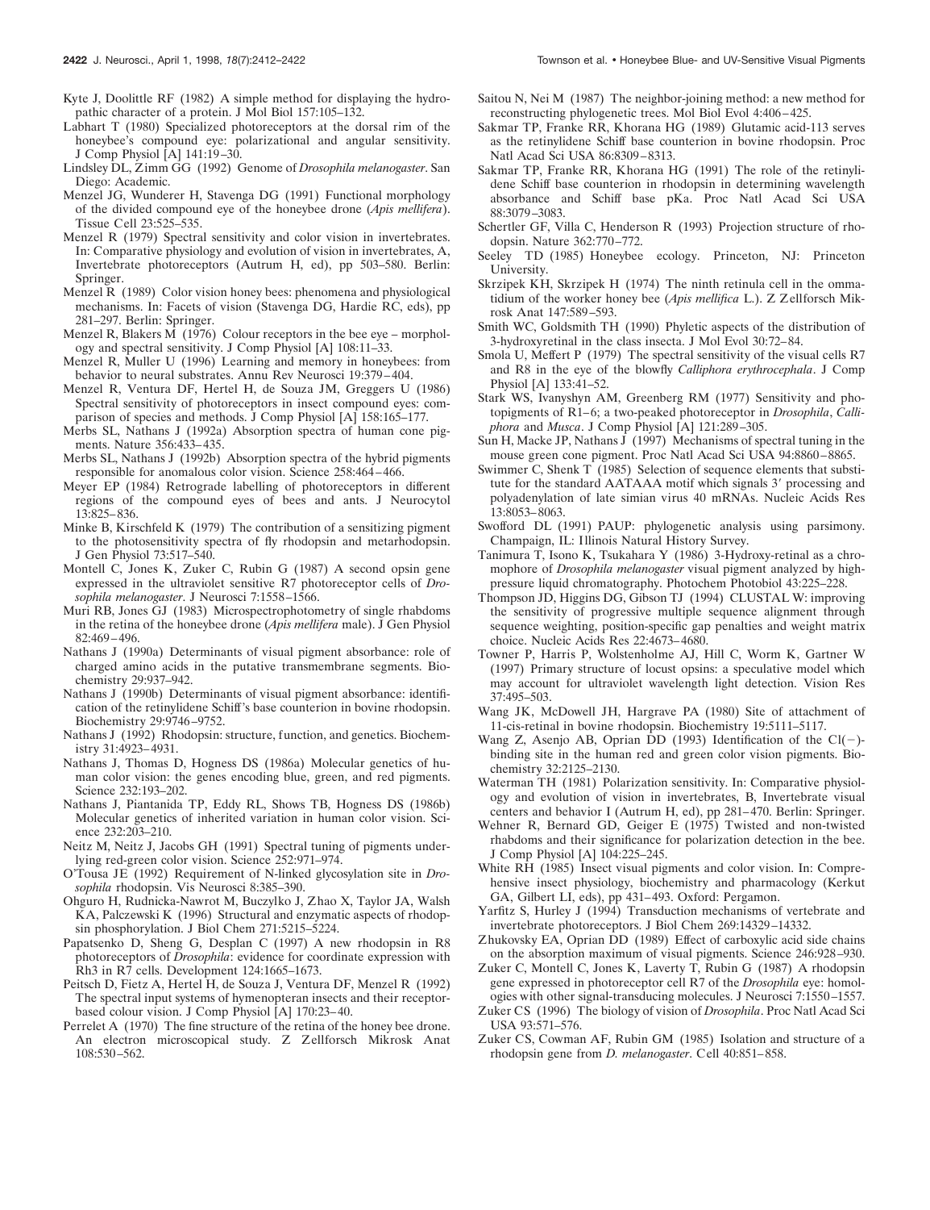Kyte J, Doolittle RF (1982) A simple method for displaying the hydropathic character of a protein. J Mol Biol 157:105–132.

Labhart T (1980) Specialized photoreceptors at the dorsal rim of the honeybee's compound eye: polarizational and angular sensitivity. J Comp Physiol [A] 141:19–30.

Lindsley DL, Zimm GG (1992) Genome of *Drosophila melanogaster*. San Diego: Academic.

Menzel JG, Wunderer H, Stavenga DG (1991) Functional morphology of the divided compound eye of the honeybee drone (*Apis mellifera*). Tissue Cell 23:525–535.

Menzel R (1979) Spectral sensitivity and color vision in invertebrates. In: Comparative physiology and evolution of vision in invertebrates, A, Invertebrate photoreceptors (Autrum H, ed), pp 503–580. Berlin: Springer.

Menzel R (1989) Color vision honey bees: phenomena and physiological mechanisms. In: Facets of vision (Stavenga DG, Hardie RC, eds), pp 281–297. Berlin: Springer.

Menzel R, Blakers M (1976) Colour receptors in the bee eye – morphology and spectral sensitivity. J Comp Physiol [A] 108:11–33.

Menzel R, Muller U (1996) Learning and memory in honeybees: from behavior to neural substrates. Annu Rev Neurosci 19:379–404.

Menzel R, Ventura DF, Hertel H, de Souza JM, Greggers U (1986) Spectral sensitivity of photoreceptors in insect compound eyes: comparison of species and methods. J Comp Physiol [A] 158:165–177.

Merbs SL, Nathans J (1992a) Absorption spectra of human cone pigments. Nature 356:433–435.

Merbs SL, Nathans J (1992b) Absorption spectra of the hybrid pigments responsible for anomalous color vision. Science 258:464–466.

Meyer EP (1984) Retrograde labelling of photoreceptors in different regions of the compound eyes of bees and ants. J Neurocytol 13:825–836.

Minke B, Kirschfeld K (1979) The contribution of a sensitizing pigment to the photosensitivity spectra of fly rhodopsin and metarhodopsin. J Gen Physiol 73:517–540.

Montell C, Jones K, Zuker C, Rubin G (1987) A second opsin gene expressed in the ultraviolet sensitive R7 photoreceptor cells of *Drosophila melanogaster*. J Neurosci 7:1558–1566.

Muri RB, Jones GJ (1983) Microspectrophotometry of single rhabdoms in the retina of the honeybee drone (*Apis mellifera* male). J Gen Physiol 82:469–496.

Nathans J (1990a) Determinants of visual pigment absorbance: role of charged amino acids in the putative transmembrane segments. Biochemistry 29:937–942.

Nathans J (1990b) Determinants of visual pigment absorbance: identification of the retinylidene Schiff's base counterion in bovine rhodopsin. Biochemistry 29:9746–9752.

Nathans J (1992) Rhodopsin: structure, function, and genetics. Biochemistry 31:4923–4931.

Nathans J, Thomas D, Hogness DS (1986a) Molecular genetics of human color vision: the genes encoding blue, green, and red pigments. Science 232:193–202.

Nathans J, Piantanida TP, Eddy RL, Shows TB, Hogness DS (1986b) Molecular genetics of inherited variation in human color vision. Science 232:203–210.

Neitz M, Neitz J, Jacobs GH (1991) Spectral tuning of pigments underlying red-green color vision. Science 252:971–974.

O'Tousa JE (1992) Requirement of N-linked glycosylation site in *Drosophila* rhodopsin. Vis Neurosci 8:385–390.

Ohguro H, Rudnicka-Nawrot M, Buczylko J, Zhao X, Taylor JA, Walsh KA, Palczewski K (1996) Structural and enzymatic aspects of rhodopsin phosphorylation. J Biol Chem 271:5215–5224.

Papatsenko D, Sheng G, Desplan C (1997) A new rhodopsin in R8 photoreceptors of *Drosophila*: evidence for coordinate expression with Rh3 in R7 cells. Development 124:1665–1673.

Peitsch D, Fietz A, Hertel H, de Souza J, Ventura DF, Menzel R (1992) The spectral input systems of hymenopteran insects and their receptor-based colour vision. J Comp Physiol [A] 170:23–40.

Perrelet A (1970) The fine structure of the retina of the honey bee drone. An electron microscopical study. Z Zellforsch Mikrosk Anat 108:530–562.

Saitou N, Nei M (1987) The neighbor-joining method: a new method for reconstructing phylogenetic trees. Mol Biol Evol 4:406–425.

Sakmar TP, Franke RR, Khorana HG (1989) Glutamic acid-113 serves as the retinylidene Schiff base counterion in bovine rhodopsin. Proc Natl Acad Sci USA 86:8309–8313.

Sakmar TP, Franke RR, Khorana HG (1991) The role of the retinylidene Schiff base counterion in rhodopsin in determining wavelength absorbance and Schiff base pKa. Proc Natl Acad Sci USA 88:3079–3083.

Schertler GF, Villa C, Henderson R (1993) Projection structure of rhodopsin. Nature 362:770–772.

Seeley TD (1985) Honeybee ecology. Princeton, NJ: Princeton University.

Skrzipek KH, Skrzipek H (1974) The ninth retinula cell in the ommatidium of the worker honey bee (*Apis mellifica* L.). Z Zellforsch Mikrosk Anat 147:589–593.

Smith WC, Goldsmith TH (1990) Phyletic aspects of the distribution of 3-hydroxyretinal in the class insecta. J Mol Evol 30:72–84.

Smola U, Meffert P (1979) The spectral sensitivity of the visual cells R7 and R8 in the eye of the blowfly *Calliphora erythrocephala*. J Comp Physiol [A] 133:41–52.

Stark WS, Ivanyshyn AM, Greenberg RM (1977) Sensitivity and photopigments of R1–6; a two-peaked photoreceptor in *Drosophila*, *Calliphora* and *Musca*. J Comp Physiol [A] 121:289–305.

Sun H, Macke JP, Nathans J (1997) Mechanisms of spectral tuning in the mouse green cone pigment. Proc Natl Acad Sci USA 94:8860–8865.

Swimmer C, Shenk T (1985) Selection of sequence elements that substitute for the standard AATAAA motif which signals 3′ processing and polyadenylation of late simian virus 40 mRNAs. Nucleic Acids Res 13:8053–8063.

Swofford DL (1991) PAUP: phylogenetic analysis using parsimony. Champaign, IL: Illinois Natural History Survey.

Tanimura T, Isono K, Tsukahara Y (1986) 3-Hydroxy-retinal as a chromophore of *Drosophila melanogaster* visual pigment analyzed by high-pressure liquid chromatography. Photochem Photobiol 43:225–228.

Thompson JD, Higgins DG, Gibson TJ (1994) CLUSTAL W: improving the sensitivity of progressive multiple sequence alignment through sequence weighting, position-specific gap penalties and weight matrix choice. Nucleic Acids Res 22:4673–4680.

Towner P, Harris P, Wolstenholme AJ, Hill C, Worm K, Gartner W (1997) Primary structure of locust opsins: a speculative model which may account for ultraviolet wavelength light detection. Vision Res 37:495–503.

Wang JK, McDowell JH, Hargrave PA (1980) Site of attachment of 11-cis-retinal in bovine rhodopsin. Biochemistry 19:5111–5117.

Wang Z, Asenjo AB, Oprian DD (1993) Identification of the Cl(−)-binding site in the human red and green color vision pigments. Biochemistry 32:2125–2130.

Waterman TH (1981) Polarization sensitivity. In: Comparative physiology and evolution of vision in invertebrates, B, Invertebrate visual centers and behavior I (Autrum H, ed), pp 281–470. Berlin: Springer.

Wehner R, Bernard GD, Geiger E (1975) Twisted and non-twisted rhabdoms and their significance for polarization detection in the bee. J Comp Physiol [A] 104:225–245.

White RH (1985) Insect visual pigments and color vision. In: Comprehensive insect physiology, biochemistry and pharmacology (Kerkut GA, Gilbert LI, eds), pp 431–493. Oxford: Pergamon.

Yarfitz S, Hurley J (1994) Transduction mechanisms of vertebrate and invertebrate photoreceptors. J Biol Chem 269:14329–14332.

Zhukovsky EA, Oprian DD (1989) Effect of carboxylic acid side chains on the absorption maximum of visual pigments. Science 246:928–930.

Zuker C, Montell C, Jones K, Laverty T, Rubin G (1987) A rhodopsin gene expressed in photoreceptor cell R7 of the *Drosophila* eye: homologies with other signal-transducing molecules. J Neurosci 7:1550–1557.

Zuker CS (1996) The biology of vision of *Drosophila*. Proc Natl Acad Sci USA 93:571–576.

Zuker CS, Cowman AF, Rubin GM (1985) Isolation and structure of a rhodopsin gene from *D. melanogaster*. Cell 40:851–858.